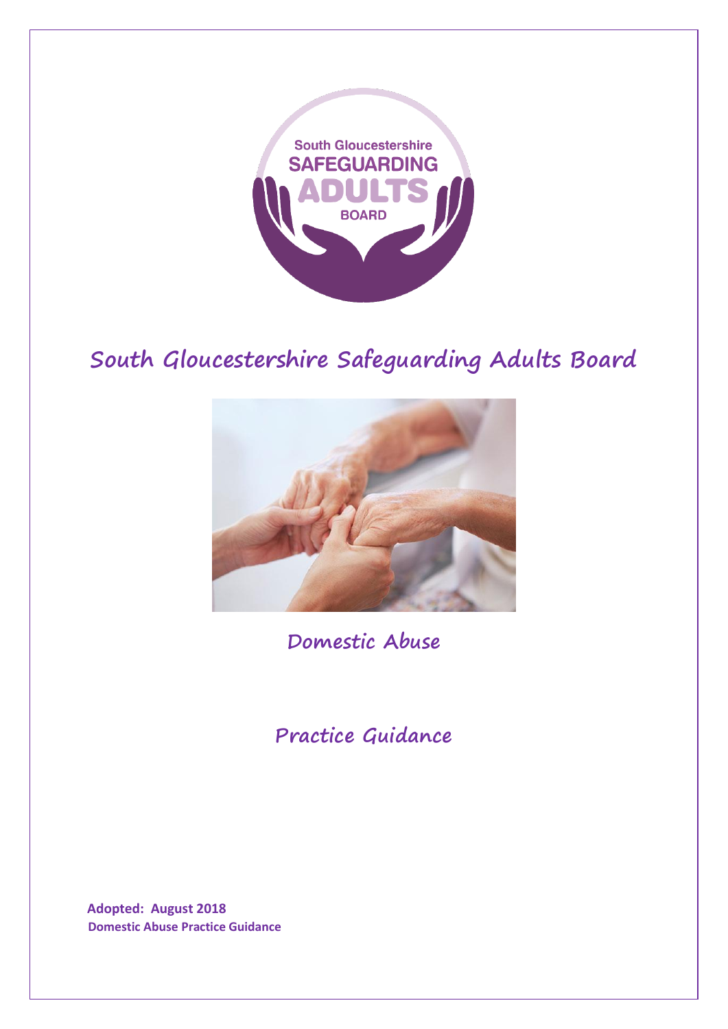# South Gloucestershire Safeguarding Adults Board

## Domestic Abuse

## Practice Guidance

**Adopted: August 2018**
**Domestic Abuse Practice Guidance**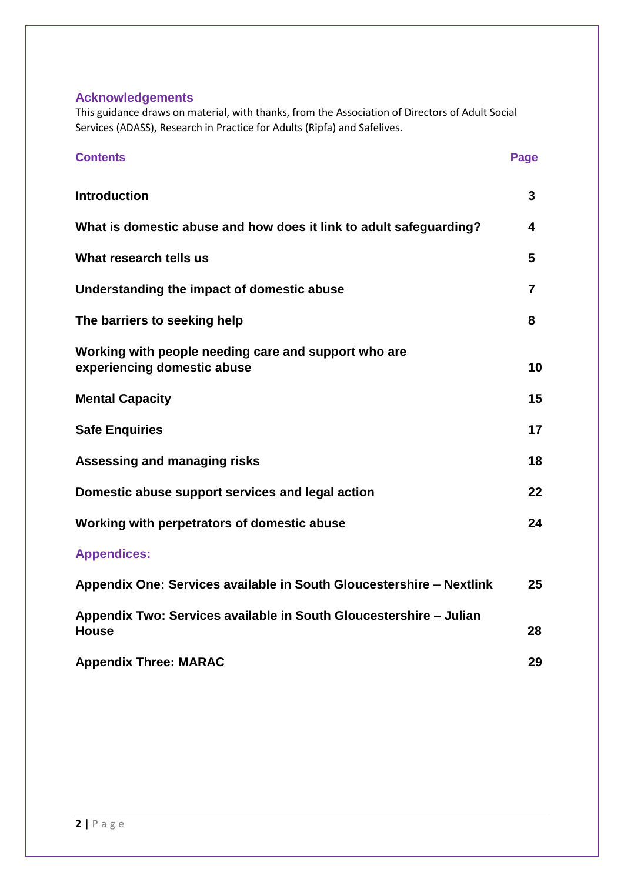## Acknowledgements

This guidance draws on material, with thanks, from the Association of Directors of Adult Social Services (ADASS), Research in Practice for Adults (Ripfa) and Safelives.

| Contents | Page |
| --- | --- |
| **Introduction** | **3** |
| **What is domestic abuse and how does it link to adult safeguarding?** | **4** |
| **What research tells us** | **5** |
| **Understanding the impact of domestic abuse** | **7** |
| **The barriers to seeking help** | **8** |
| **Working with people needing care and support who are experiencing domestic abuse** | **10** |
| **Mental Capacity** | **15** |
| **Safe Enquiries** | **17** |
| **Assessing and managing risks** | **18** |
| **Domestic abuse support services and legal action** | **22** |
| **Working with perpetrators of domestic abuse** | **24** |
| **Appendices:** | |
| **Appendix One: Services available in South Gloucestershire – Nextlink** | **25** |
| **Appendix Two: Services available in South Gloucestershire – Julian House** | **28** |
| **Appendix Three: MARAC** | **29** |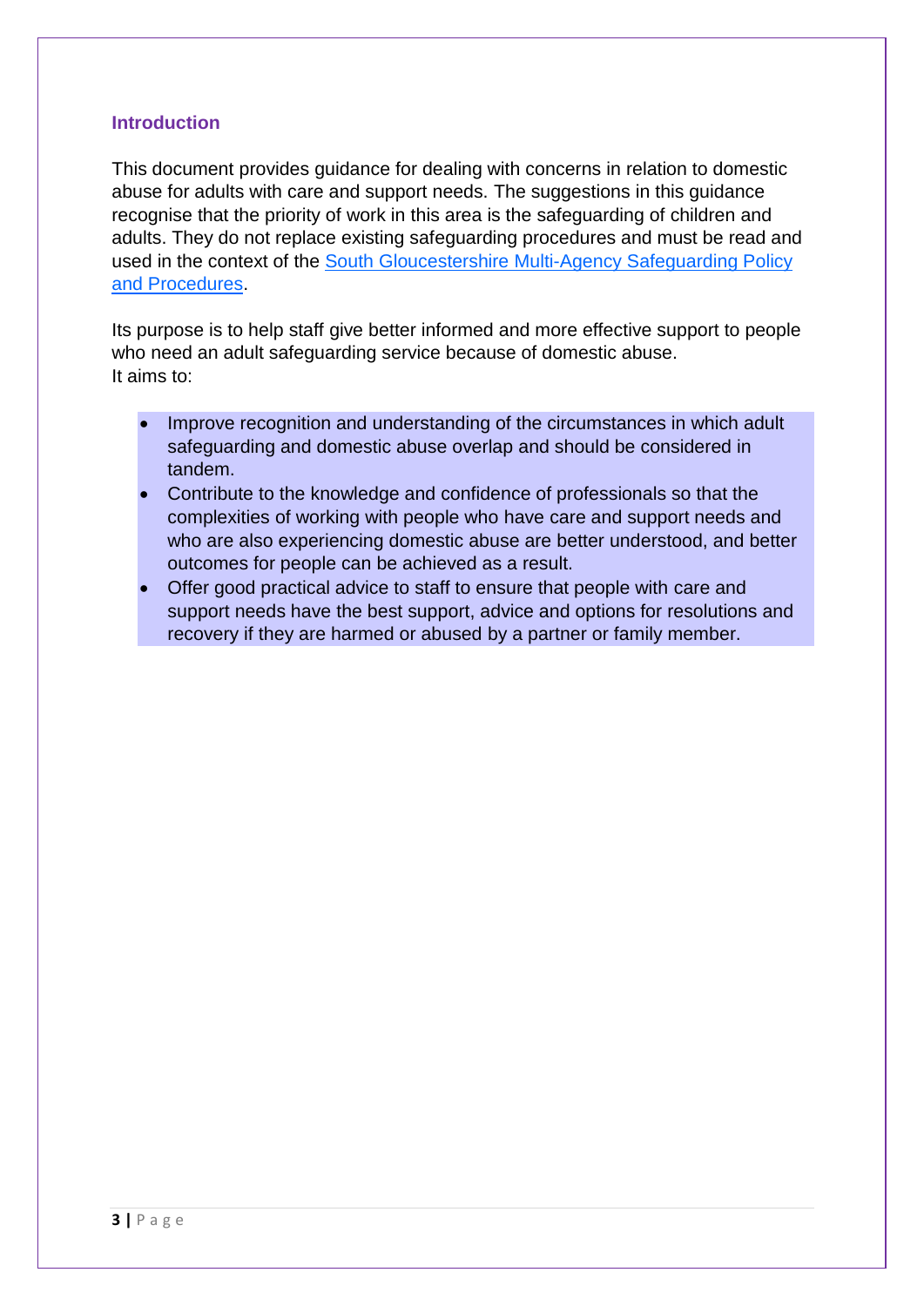## Introduction

This document provides guidance for dealing with concerns in relation to domestic abuse for adults with care and support needs. The suggestions in this guidance recognise that the priority of work in this area is the safeguarding of children and adults. They do not replace existing safeguarding procedures and must be read and used in the context of the [South Gloucestershire Multi-Agency Safeguarding Policy and Procedures](South Gloucestershire Multi-Agency Safeguarding Policy and Procedures).

Its purpose is to help staff give better informed and more effective support to people who need an adult safeguarding service because of domestic abuse.
It aims to:

- Improve recognition and understanding of the circumstances in which adult safeguarding and domestic abuse overlap and should be considered in tandem.
- Contribute to the knowledge and confidence of professionals so that the complexities of working with people who have care and support needs and who are also experiencing domestic abuse are better understood, and better outcomes for people can be achieved as a result.
- Offer good practical advice to staff to ensure that people with care and support needs have the best support, advice and options for resolutions and recovery if they are harmed or abused by a partner or family member.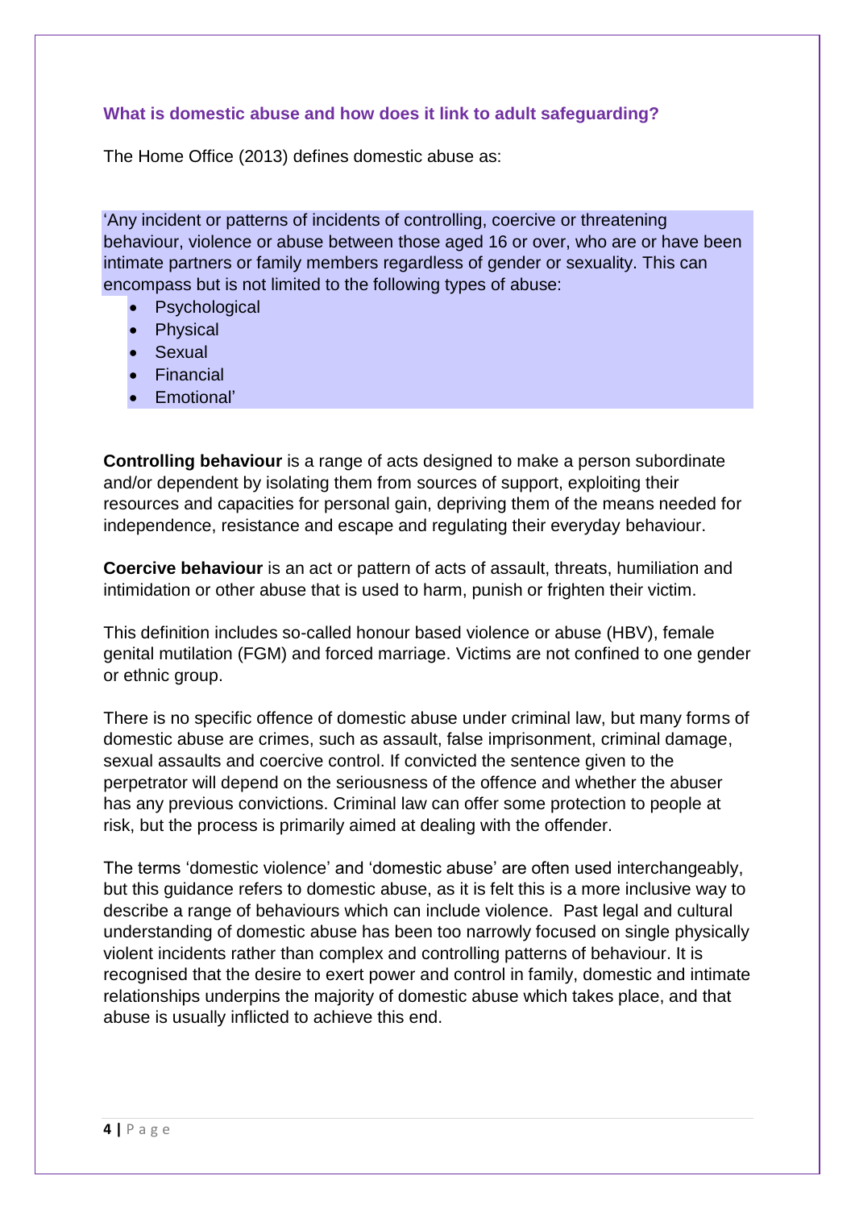### What is domestic abuse and how does it link to adult safeguarding?

The Home Office (2013) defines domestic abuse as:

> 'Any incident or patterns of incidents of controlling, coercive or threatening behaviour, violence or abuse between those aged 16 or over, who are or have been intimate partners or family members regardless of gender or sexuality. This can encompass but is not limited to the following types of abuse:
>
> - Psychological
> - Physical
> - Sexual
> - Financial
> - Emotional'

**Controlling behaviour** is a range of acts designed to make a person subordinate and/or dependent by isolating them from sources of support, exploiting their resources and capacities for personal gain, depriving them of the means needed for independence, resistance and escape and regulating their everyday behaviour.

**Coercive behaviour** is an act or pattern of acts of assault, threats, humiliation and intimidation or other abuse that is used to harm, punish or frighten their victim.

This definition includes so-called honour based violence or abuse (HBV), female genital mutilation (FGM) and forced marriage. Victims are not confined to one gender or ethnic group.

There is no specific offence of domestic abuse under criminal law, but many forms of domestic abuse are crimes, such as assault, false imprisonment, criminal damage, sexual assaults and coercive control. If convicted the sentence given to the perpetrator will depend on the seriousness of the offence and whether the abuser has any previous convictions. Criminal law can offer some protection to people at risk, but the process is primarily aimed at dealing with the offender.

The terms 'domestic violence' and 'domestic abuse' are often used interchangeably, but this guidance refers to domestic abuse, as it is felt this is a more inclusive way to describe a range of behaviours which can include violence. Past legal and cultural understanding of domestic abuse has been too narrowly focused on single physically violent incidents rather than complex and controlling patterns of behaviour. It is recognised that the desire to exert power and control in family, domestic and intimate relationships underpins the majority of domestic abuse which takes place, and that abuse is usually inflicted to achieve this end.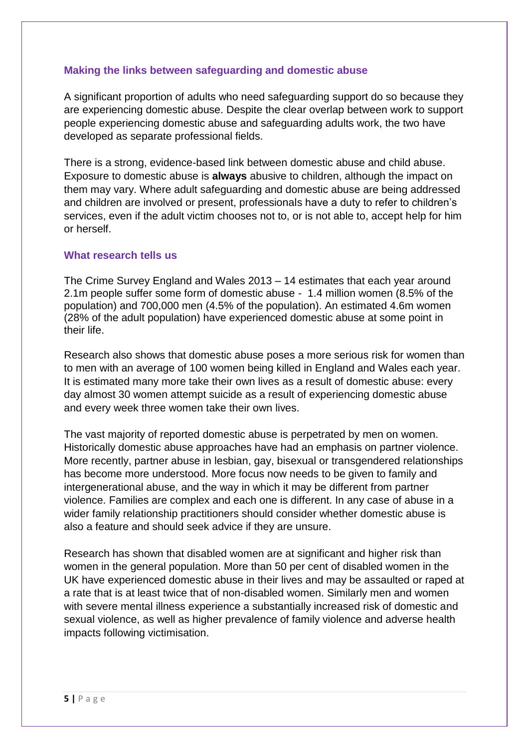## Making the links between safeguarding and domestic abuse

A significant proportion of adults who need safeguarding support do so because they are experiencing domestic abuse. Despite the clear overlap between work to support people experiencing domestic abuse and safeguarding adults work, the two have developed as separate professional fields.

There is a strong, evidence-based link between domestic abuse and child abuse. Exposure to domestic abuse is **always** abusive to children, although the impact on them may vary. Where adult safeguarding and domestic abuse are being addressed and children are involved or present, professionals have a duty to refer to children's services, even if the adult victim chooses not to, or is not able to, accept help for him or herself.

## What research tells us

The Crime Survey England and Wales 2013 – 14 estimates that each year around 2.1m people suffer some form of domestic abuse - 1.4 million women (8.5% of the population) and 700,000 men (4.5% of the population). An estimated 4.6m women (28% of the adult population) have experienced domestic abuse at some point in their life.

Research also shows that domestic abuse poses a more serious risk for women than to men with an average of 100 women being killed in England and Wales each year. It is estimated many more take their own lives as a result of domestic abuse: every day almost 30 women attempt suicide as a result of experiencing domestic abuse and every week three women take their own lives.

The vast majority of reported domestic abuse is perpetrated by men on women. Historically domestic abuse approaches have had an emphasis on partner violence. More recently, partner abuse in lesbian, gay, bisexual or transgendered relationships has become more understood. More focus now needs to be given to family and intergenerational abuse, and the way in which it may be different from partner violence. Families are complex and each one is different. In any case of abuse in a wider family relationship practitioners should consider whether domestic abuse is also a feature and should seek advice if they are unsure.

Research has shown that disabled women are at significant and higher risk than women in the general population. More than 50 per cent of disabled women in the UK have experienced domestic abuse in their lives and may be assaulted or raped at a rate that is at least twice that of non-disabled women. Similarly men and women with severe mental illness experience a substantially increased risk of domestic and sexual violence, as well as higher prevalence of family violence and adverse health impacts following victimisation.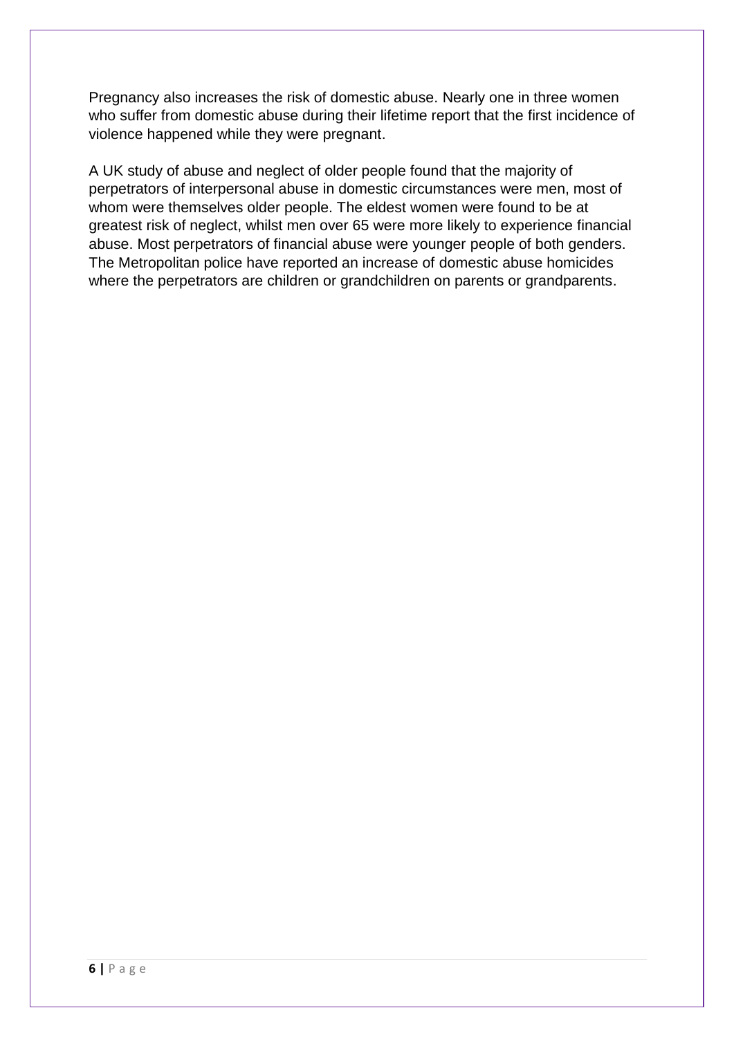Pregnancy also increases the risk of domestic abuse. Nearly one in three women who suffer from domestic abuse during their lifetime report that the first incidence of violence happened while they were pregnant.

A UK study of abuse and neglect of older people found that the majority of perpetrators of interpersonal abuse in domestic circumstances were men, most of whom were themselves older people. The eldest women were found to be at greatest risk of neglect, whilst men over 65 were more likely to experience financial abuse. Most perpetrators of financial abuse were younger people of both genders. The Metropolitan police have reported an increase of domestic abuse homicides where the perpetrators are children or grandchildren on parents or grandparents.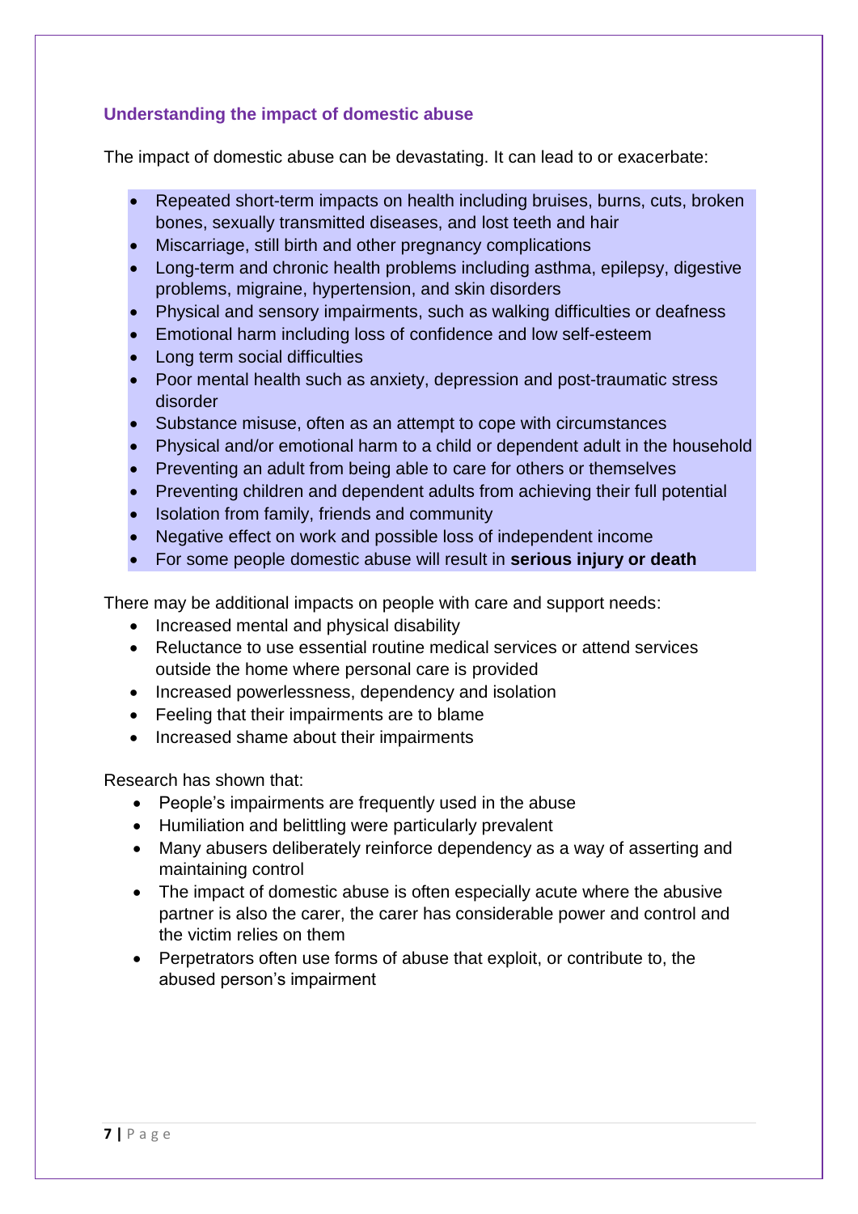## Understanding the impact of domestic abuse

The impact of domestic abuse can be devastating. It can lead to or exacerbate:

- Repeated short-term impacts on health including bruises, burns, cuts, broken bones, sexually transmitted diseases, and lost teeth and hair
- Miscarriage, still birth and other pregnancy complications
- Long-term and chronic health problems including asthma, epilepsy, digestive problems, migraine, hypertension, and skin disorders
- Physical and sensory impairments, such as walking difficulties or deafness
- Emotional harm including loss of confidence and low self-esteem
- Long term social difficulties
- Poor mental health such as anxiety, depression and post-traumatic stress disorder
- Substance misuse, often as an attempt to cope with circumstances
- Physical and/or emotional harm to a child or dependent adult in the household
- Preventing an adult from being able to care for others or themselves
- Preventing children and dependent adults from achieving their full potential
- Isolation from family, friends and community
- Negative effect on work and possible loss of independent income
- For some people domestic abuse will result in **serious injury or death**

There may be additional impacts on people with care and support needs:

- Increased mental and physical disability
- Reluctance to use essential routine medical services or attend services outside the home where personal care is provided
- Increased powerlessness, dependency and isolation
- Feeling that their impairments are to blame
- Increased shame about their impairments

Research has shown that:

- People's impairments are frequently used in the abuse
- Humiliation and belittling were particularly prevalent
- Many abusers deliberately reinforce dependency as a way of asserting and maintaining control
- The impact of domestic abuse is often especially acute where the abusive partner is also the carer, the carer has considerable power and control and the victim relies on them
- Perpetrators often use forms of abuse that exploit, or contribute to, the abused person's impairment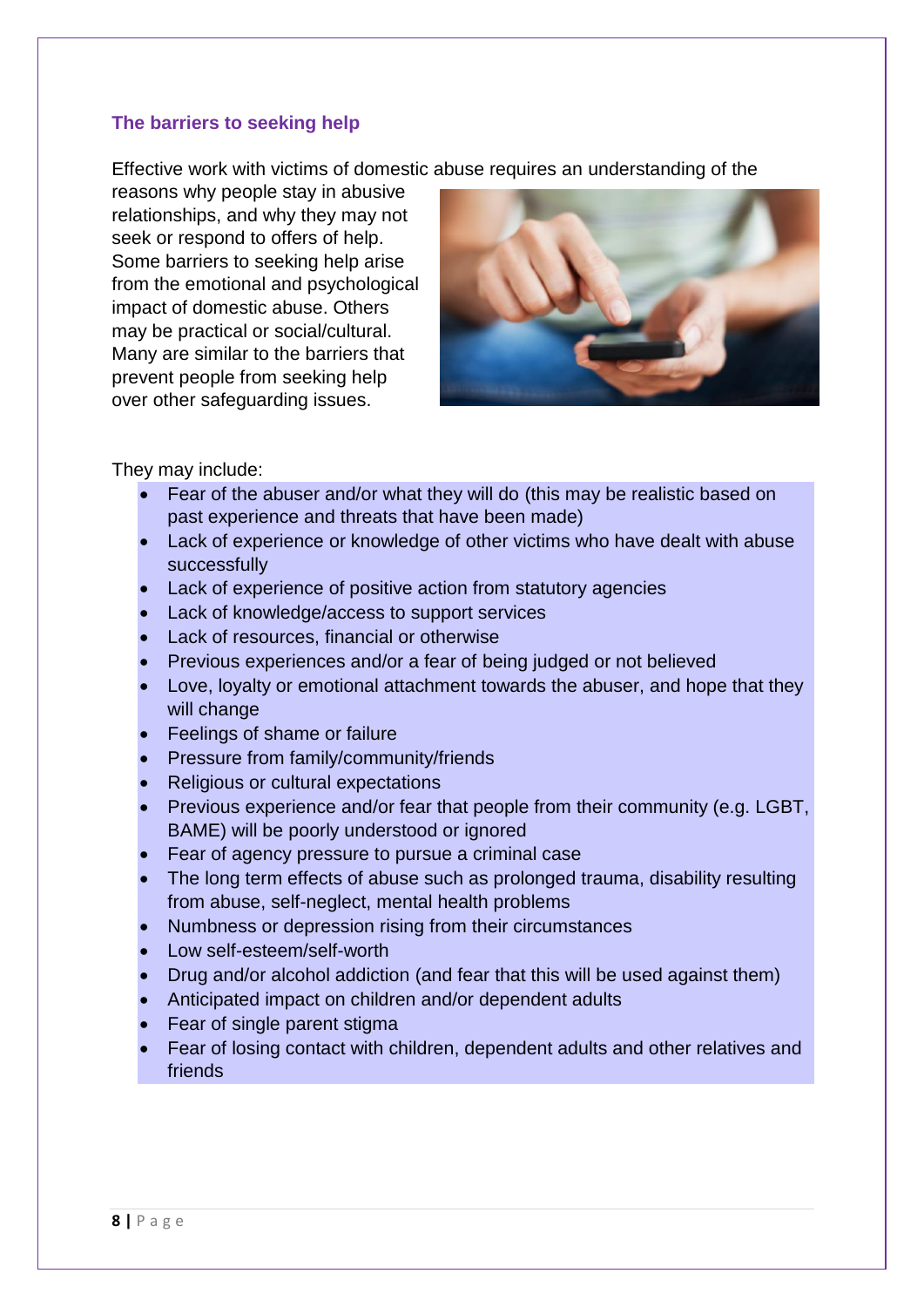## The barriers to seeking help

Effective work with victims of domestic abuse requires an understanding of the reasons why people stay in abusive relationships, and why they may not seek or respond to offers of help. Some barriers to seeking help arise from the emotional and psychological impact of domestic abuse. Others may be practical or social/cultural. Many are similar to the barriers that prevent people from seeking help over other safeguarding issues.

They may include:

- Fear of the abuser and/or what they will do (this may be realistic based on past experience and threats that have been made)
- Lack of experience or knowledge of other victims who have dealt with abuse successfully
- Lack of experience of positive action from statutory agencies
- Lack of knowledge/access to support services
- Lack of resources, financial or otherwise
- Previous experiences and/or a fear of being judged or not believed
- Love, loyalty or emotional attachment towards the abuser, and hope that they will change
- Feelings of shame or failure
- Pressure from family/community/friends
- Religious or cultural expectations
- Previous experience and/or fear that people from their community (e.g. LGBT, BAME) will be poorly understood or ignored
- Fear of agency pressure to pursue a criminal case
- The long term effects of abuse such as prolonged trauma, disability resulting from abuse, self-neglect, mental health problems
- Numbness or depression rising from their circumstances
- Low self-esteem/self-worth
- Drug and/or alcohol addiction (and fear that this will be used against them)
- Anticipated impact on children and/or dependent adults
- Fear of single parent stigma
- Fear of losing contact with children, dependent adults and other relatives and friends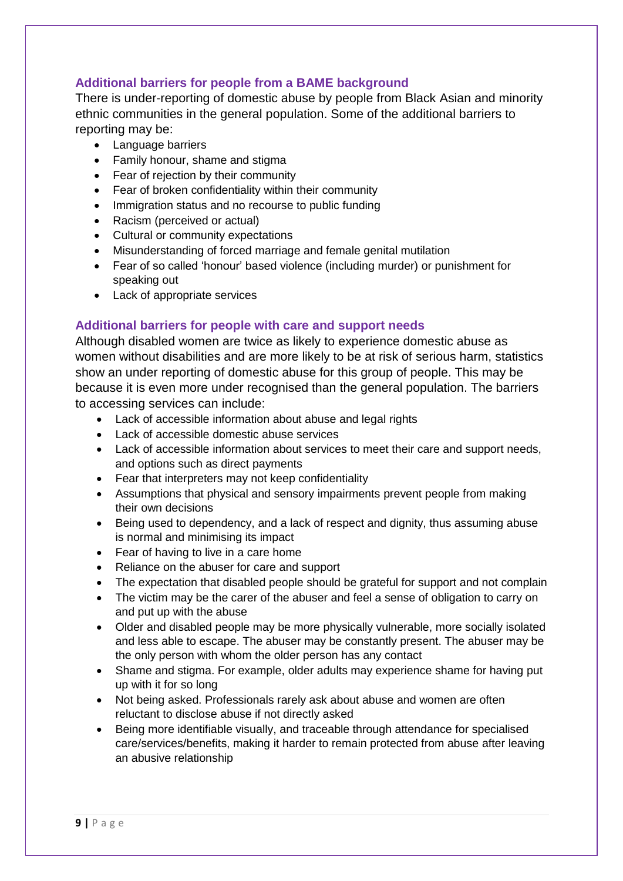### Additional barriers for people from a BAME background

There is under-reporting of domestic abuse by people from Black Asian and minority ethnic communities in the general population. Some of the additional barriers to reporting may be:

- Language barriers
- Family honour, shame and stigma
- Fear of rejection by their community
- Fear of broken confidentiality within their community
- Immigration status and no recourse to public funding
- Racism (perceived or actual)
- Cultural or community expectations
- Misunderstanding of forced marriage and female genital mutilation
- Fear of so called 'honour' based violence (including murder) or punishment for speaking out
- Lack of appropriate services

### Additional barriers for people with care and support needs

Although disabled women are twice as likely to experience domestic abuse as women without disabilities and are more likely to be at risk of serious harm, statistics show an under reporting of domestic abuse for this group of people. This may be because it is even more under recognised than the general population. The barriers to accessing services can include:

- Lack of accessible information about abuse and legal rights
- Lack of accessible domestic abuse services
- Lack of accessible information about services to meet their care and support needs, and options such as direct payments
- Fear that interpreters may not keep confidentiality
- Assumptions that physical and sensory impairments prevent people from making their own decisions
- Being used to dependency, and a lack of respect and dignity, thus assuming abuse is normal and minimising its impact
- Fear of having to live in a care home
- Reliance on the abuser for care and support
- The expectation that disabled people should be grateful for support and not complain
- The victim may be the carer of the abuser and feel a sense of obligation to carry on and put up with the abuse
- Older and disabled people may be more physically vulnerable, more socially isolated and less able to escape. The abuser may be constantly present. The abuser may be the only person with whom the older person has any contact
- Shame and stigma. For example, older adults may experience shame for having put up with it for so long
- Not being asked. Professionals rarely ask about abuse and women are often reluctant to disclose abuse if not directly asked
- Being more identifiable visually, and traceable through attendance for specialised care/services/benefits, making it harder to remain protected from abuse after leaving an abusive relationship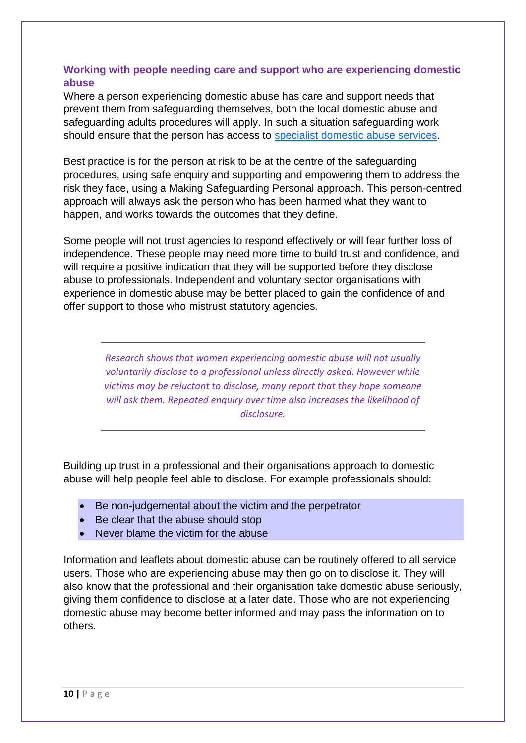### Working with people needing care and support who are experiencing domestic abuse

Where a person experiencing domestic abuse has care and support needs that prevent them from safeguarding themselves, both the local domestic abuse and safeguarding adults procedures will apply. In such a situation safeguarding work should ensure that the person has access to [specialist domestic abuse services](#).

Best practice is for the person at risk to be at the centre of the safeguarding procedures, using safe enquiry and supporting and empowering them to address the risk they face, using a Making Safeguarding Personal approach. This person-centred approach will always ask the person who has been harmed what they want to happen, and works towards the outcomes that they define.

Some people will not trust agencies to respond effectively or will fear further loss of independence. These people may need more time to build trust and confidence, and will require a positive indication that they will be supported before they disclose abuse to professionals. Independent and voluntary sector organisations with experience in domestic abuse may be better placed to gain the confidence of and offer support to those who mistrust statutory agencies.

---

*Research shows that women experiencing domestic abuse will not usually voluntarily disclose to a professional unless directly asked. However while victims may be reluctant to disclose, many report that they hope someone will ask them. Repeated enquiry over time also increases the likelihood of disclosure.*

---

Building up trust in a professional and their organisations approach to domestic abuse will help people feel able to disclose. For example professionals should:

- Be non-judgemental about the victim and the perpetrator
- Be clear that the abuse should stop
- Never blame the victim for the abuse

Information and leaflets about domestic abuse can be routinely offered to all service users. Those who are experiencing abuse may then go on to disclose it. They will also know that the professional and their organisation take domestic abuse seriously, giving them confidence to disclose at a later date. Those who are not experiencing domestic abuse may become better informed and may pass the information on to others.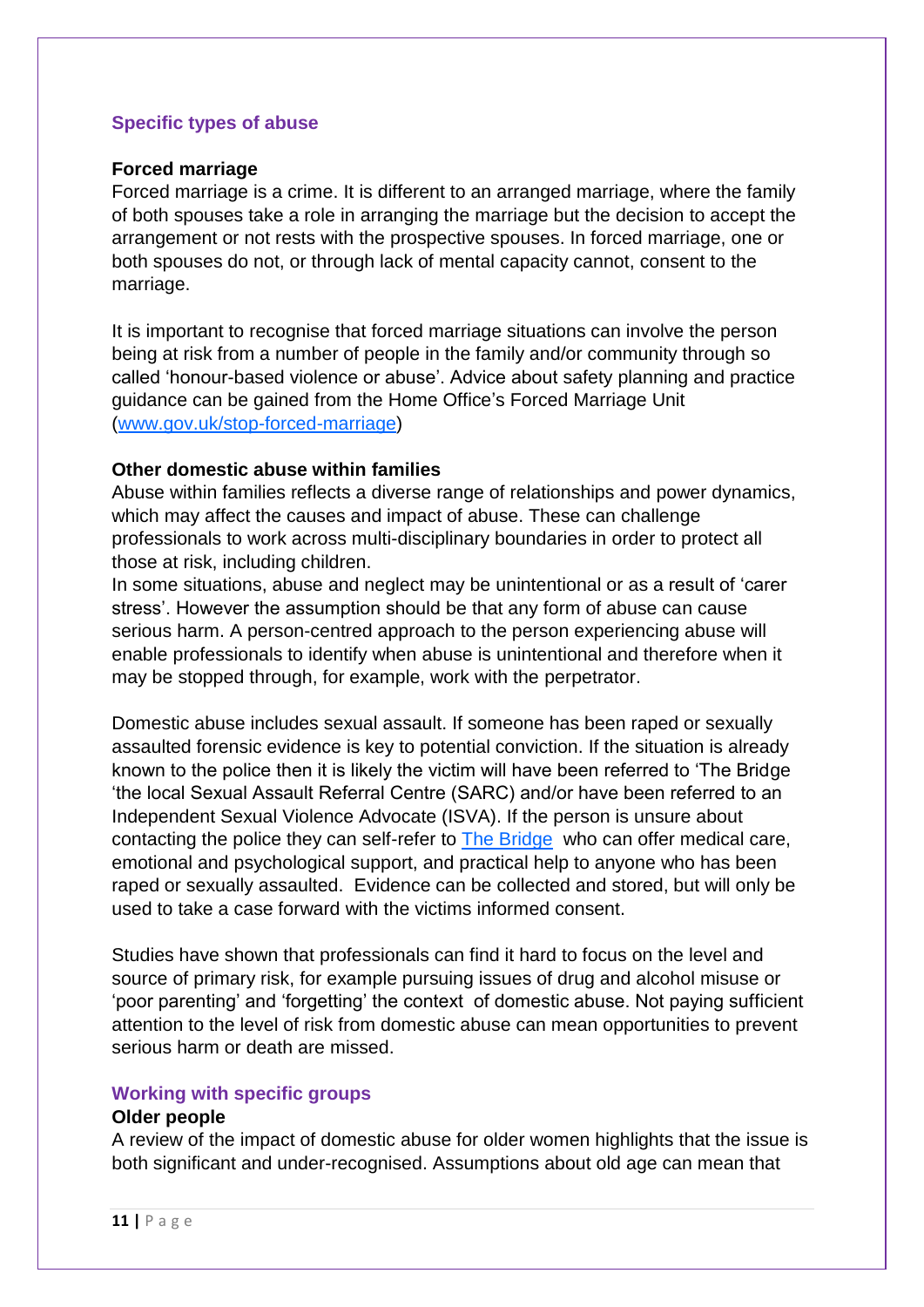## Specific types of abuse

### Forced marriage

Forced marriage is a crime. It is different to an arranged marriage, where the family of both spouses take a role in arranging the marriage but the decision to accept the arrangement or not rests with the prospective spouses. In forced marriage, one or both spouses do not, or through lack of mental capacity cannot, consent to the marriage.

It is important to recognise that forced marriage situations can involve the person being at risk from a number of people in the family and/or community through so called 'honour-based violence or abuse'. Advice about safety planning and practice guidance can be gained from the Home Office's Forced Marriage Unit ([www.gov.uk/stop-forced-marriage](www.gov.uk/stop-forced-marriage))

### Other domestic abuse within families

Abuse within families reflects a diverse range of relationships and power dynamics, which may affect the causes and impact of abuse. These can challenge professionals to work across multi-disciplinary boundaries in order to protect all those at risk, including children.

In some situations, abuse and neglect may be unintentional or as a result of 'carer stress'. However the assumption should be that any form of abuse can cause serious harm. A person-centred approach to the person experiencing abuse will enable professionals to identify when abuse is unintentional and therefore when it may be stopped through, for example, work with the perpetrator.

Domestic abuse includes sexual assault. If someone has been raped or sexually assaulted forensic evidence is key to potential conviction. If the situation is already known to the police then it is likely the victim will have been referred to 'The Bridge 'the local Sexual Assault Referral Centre (SARC) and/or have been referred to an Independent Sexual Violence Advocate (ISVA). If the person is unsure about contacting the police they can self-refer to The Bridge who can offer medical care, emotional and psychological support, and practical help to anyone who has been raped or sexually assaulted. Evidence can be collected and stored, but will only be used to take a case forward with the victims informed consent.

Studies have shown that professionals can find it hard to focus on the level and source of primary risk, for example pursuing issues of drug and alcohol misuse or 'poor parenting' and 'forgetting' the context of domestic abuse. Not paying sufficient attention to the level of risk from domestic abuse can mean opportunities to prevent serious harm or death are missed.

## Working with specific groups

### Older people

A review of the impact of domestic abuse for older women highlights that the issue is both significant and under-recognised. Assumptions about old age can mean that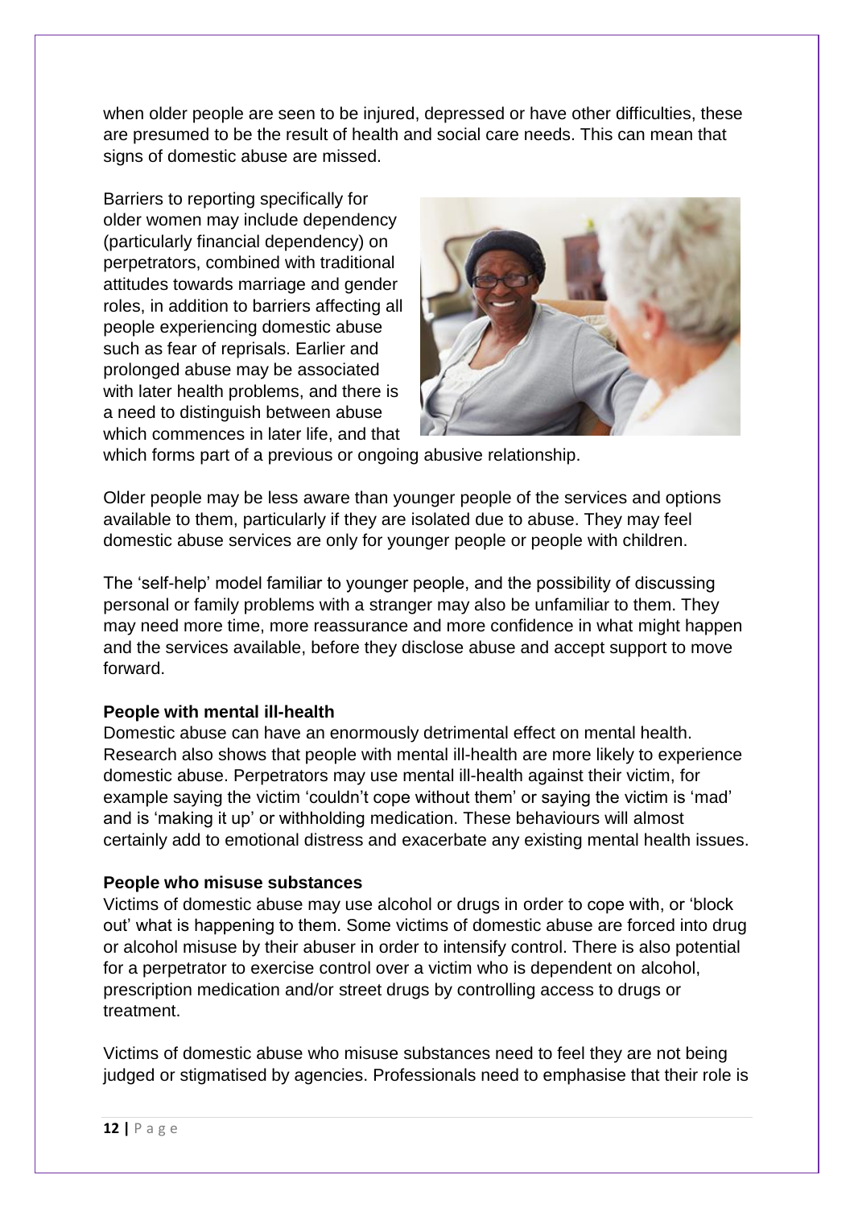when older people are seen to be injured, depressed or have other difficulties, these are presumed to be the result of health and social care needs. This can mean that signs of domestic abuse are missed.

Barriers to reporting specifically for older women may include dependency (particularly financial dependency) on perpetrators, combined with traditional attitudes towards marriage and gender roles, in addition to barriers affecting all people experiencing domestic abuse such as fear of reprisals. Earlier and prolonged abuse may be associated with later health problems, and there is a need to distinguish between abuse which commences in later life, and that which forms part of a previous or ongoing abusive relationship.

Older people may be less aware than younger people of the services and options available to them, particularly if they are isolated due to abuse. They may feel domestic abuse services are only for younger people or people with children.

The 'self-help' model familiar to younger people, and the possibility of discussing personal or family problems with a stranger may also be unfamiliar to them. They may need more time, more reassurance and more confidence in what might happen and the services available, before they disclose abuse and accept support to move forward.

**People with mental ill-health**

Domestic abuse can have an enormously detrimental effect on mental health. Research also shows that people with mental ill-health are more likely to experience domestic abuse. Perpetrators may use mental ill-health against their victim, for example saying the victim 'couldn't cope without them' or saying the victim is 'mad' and is 'making it up' or withholding medication. These behaviours will almost certainly add to emotional distress and exacerbate any existing mental health issues.

**People who misuse substances**

Victims of domestic abuse may use alcohol or drugs in order to cope with, or 'block out' what is happening to them. Some victims of domestic abuse are forced into drug or alcohol misuse by their abuser in order to intensify control. There is also potential for a perpetrator to exercise control over a victim who is dependent on alcohol, prescription medication and/or street drugs by controlling access to drugs or treatment.

Victims of domestic abuse who misuse substances need to feel they are not being judged or stigmatised by agencies. Professionals need to emphasise that their role is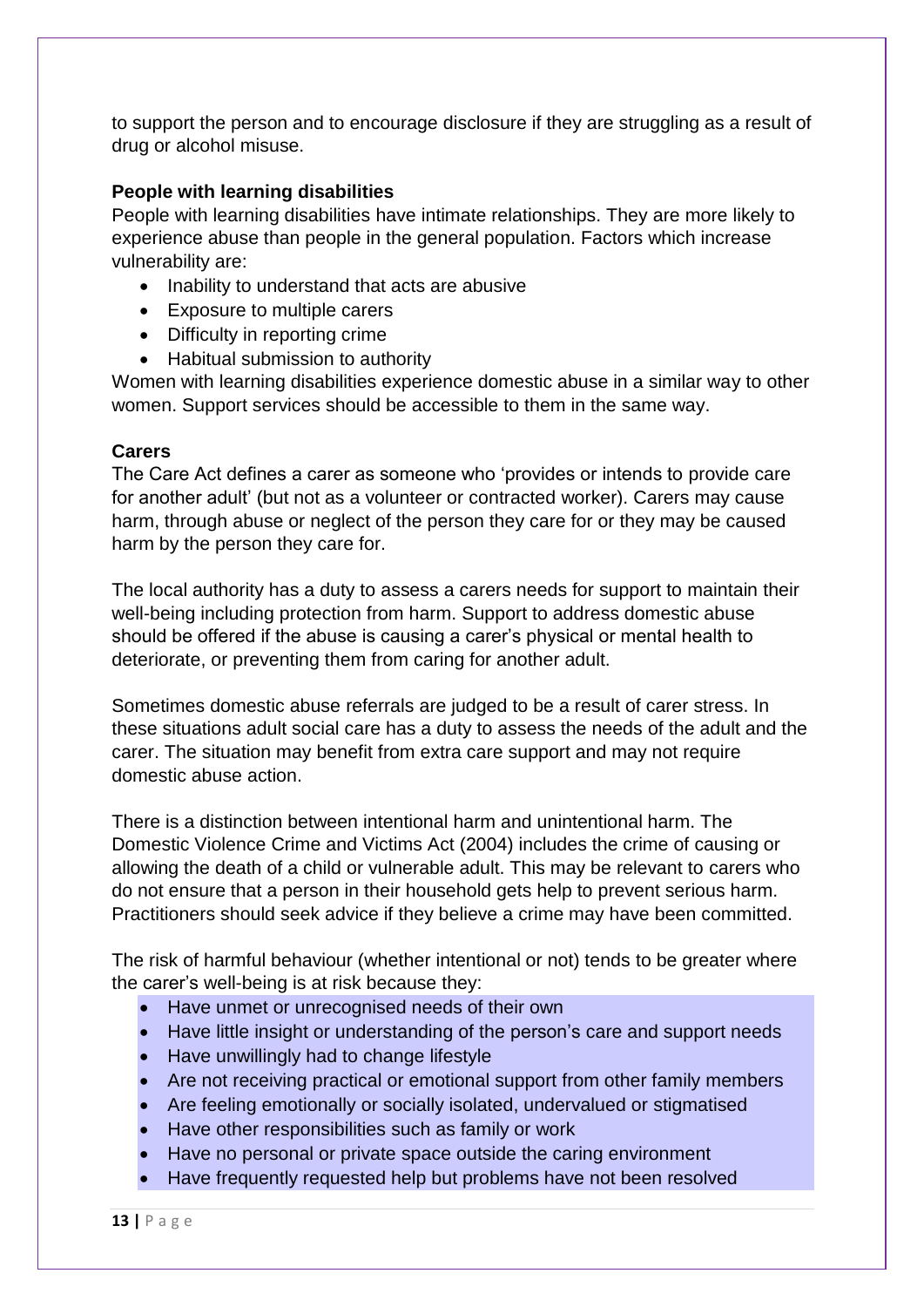to support the person and to encourage disclosure if they are struggling as a result of drug or alcohol misuse.

**People with learning disabilities**

People with learning disabilities have intimate relationships. They are more likely to experience abuse than people in the general population. Factors which increase vulnerability are:

- Inability to understand that acts are abusive
- Exposure to multiple carers
- Difficulty in reporting crime
- Habitual submission to authority

Women with learning disabilities experience domestic abuse in a similar way to other women. Support services should be accessible to them in the same way.

**Carers**

The Care Act defines a carer as someone who 'provides or intends to provide care for another adult' (but not as a volunteer or contracted worker). Carers may cause harm, through abuse or neglect of the person they care for or they may be caused harm by the person they care for.

The local authority has a duty to assess a carers needs for support to maintain their well-being including protection from harm. Support to address domestic abuse should be offered if the abuse is causing a carer's physical or mental health to deteriorate, or preventing them from caring for another adult.

Sometimes domestic abuse referrals are judged to be a result of carer stress. In these situations adult social care has a duty to assess the needs of the adult and the carer. The situation may benefit from extra care support and may not require domestic abuse action.

There is a distinction between intentional harm and unintentional harm. The Domestic Violence Crime and Victims Act (2004) includes the crime of causing or allowing the death of a child or vulnerable adult. This may be relevant to carers who do not ensure that a person in their household gets help to prevent serious harm. Practitioners should seek advice if they believe a crime may have been committed.

The risk of harmful behaviour (whether intentional or not) tends to be greater where the carer's well-being is at risk because they:

- Have unmet or unrecognised needs of their own
- Have little insight or understanding of the person's care and support needs
- Have unwillingly had to change lifestyle
- Are not receiving practical or emotional support from other family members
- Are feeling emotionally or socially isolated, undervalued or stigmatised
- Have other responsibilities such as family or work
- Have no personal or private space outside the caring environment
- Have frequently requested help but problems have not been resolved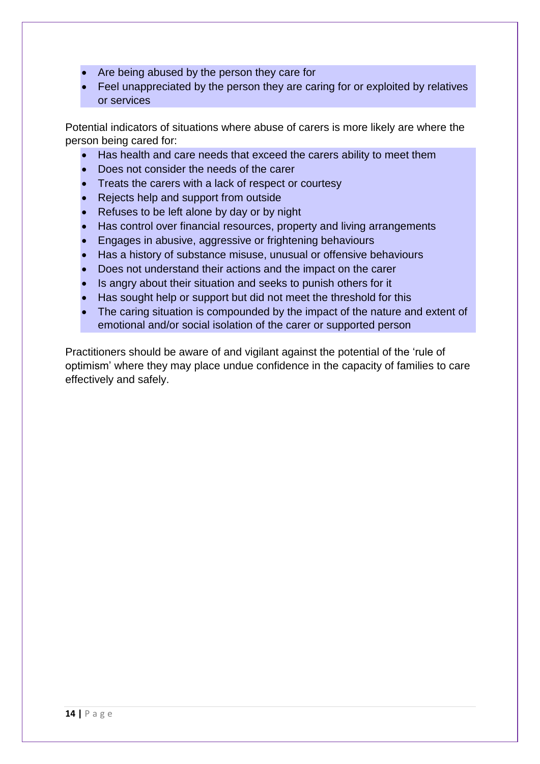- Are being abused by the person they care for
- Feel unappreciated by the person they are caring for or exploited by relatives or services

Potential indicators of situations where abuse of carers is more likely are where the person being cared for:

- Has health and care needs that exceed the carers ability to meet them
- Does not consider the needs of the carer
- Treats the carers with a lack of respect or courtesy
- Rejects help and support from outside
- Refuses to be left alone by day or by night
- Has control over financial resources, property and living arrangements
- Engages in abusive, aggressive or frightening behaviours
- Has a history of substance misuse, unusual or offensive behaviours
- Does not understand their actions and the impact on the carer
- Is angry about their situation and seeks to punish others for it
- Has sought help or support but did not meet the threshold for this
- The caring situation is compounded by the impact of the nature and extent of emotional and/or social isolation of the carer or supported person

Practitioners should be aware of and vigilant against the potential of the 'rule of optimism' where they may place undue confidence in the capacity of families to care effectively and safely.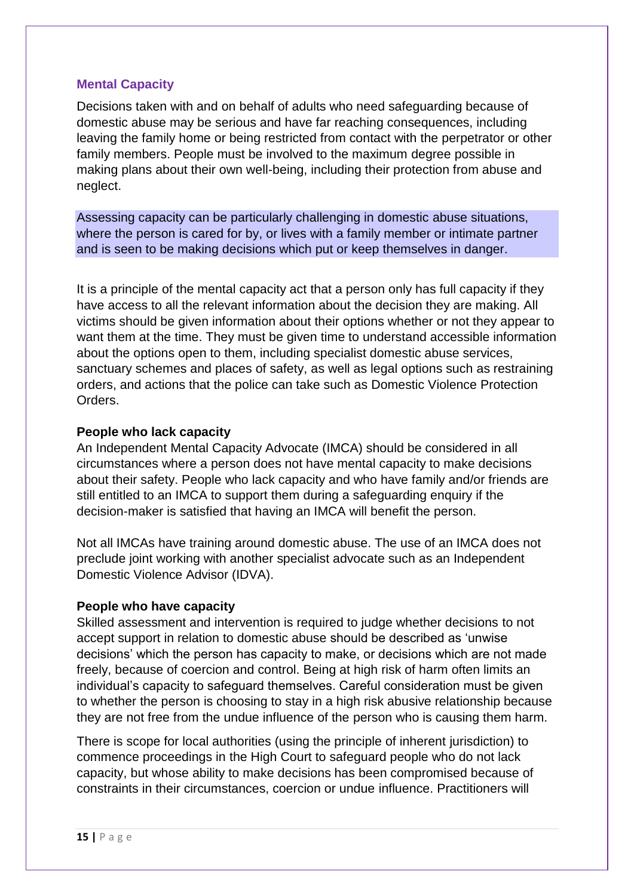## Mental Capacity

Decisions taken with and on behalf of adults who need safeguarding because of domestic abuse may be serious and have far reaching consequences, including leaving the family home or being restricted from contact with the perpetrator or other family members. People must be involved to the maximum degree possible in making plans about their own well-being, including their protection from abuse and neglect.

Assessing capacity can be particularly challenging in domestic abuse situations, where the person is cared for by, or lives with a family member or intimate partner and is seen to be making decisions which put or keep themselves in danger.

It is a principle of the mental capacity act that a person only has full capacity if they have access to all the relevant information about the decision they are making. All victims should be given information about their options whether or not they appear to want them at the time. They must be given time to understand accessible information about the options open to them, including specialist domestic abuse services, sanctuary schemes and places of safety, as well as legal options such as restraining orders, and actions that the police can take such as Domestic Violence Protection Orders.

### People who lack capacity

An Independent Mental Capacity Advocate (IMCA) should be considered in all circumstances where a person does not have mental capacity to make decisions about their safety. People who lack capacity and who have family and/or friends are still entitled to an IMCA to support them during a safeguarding enquiry if the decision-maker is satisfied that having an IMCA will benefit the person.

Not all IMCAs have training around domestic abuse. The use of an IMCA does not preclude joint working with another specialist advocate such as an Independent Domestic Violence Advisor (IDVA).

### People who have capacity

Skilled assessment and intervention is required to judge whether decisions to not accept support in relation to domestic abuse should be described as 'unwise decisions' which the person has capacity to make, or decisions which are not made freely, because of coercion and control. Being at high risk of harm often limits an individual's capacity to safeguard themselves. Careful consideration must be given to whether the person is choosing to stay in a high risk abusive relationship because they are not free from the undue influence of the person who is causing them harm.

There is scope for local authorities (using the principle of inherent jurisdiction) to commence proceedings in the High Court to safeguard people who do not lack capacity, but whose ability to make decisions has been compromised because of constraints in their circumstances, coercion or undue influence. Practitioners will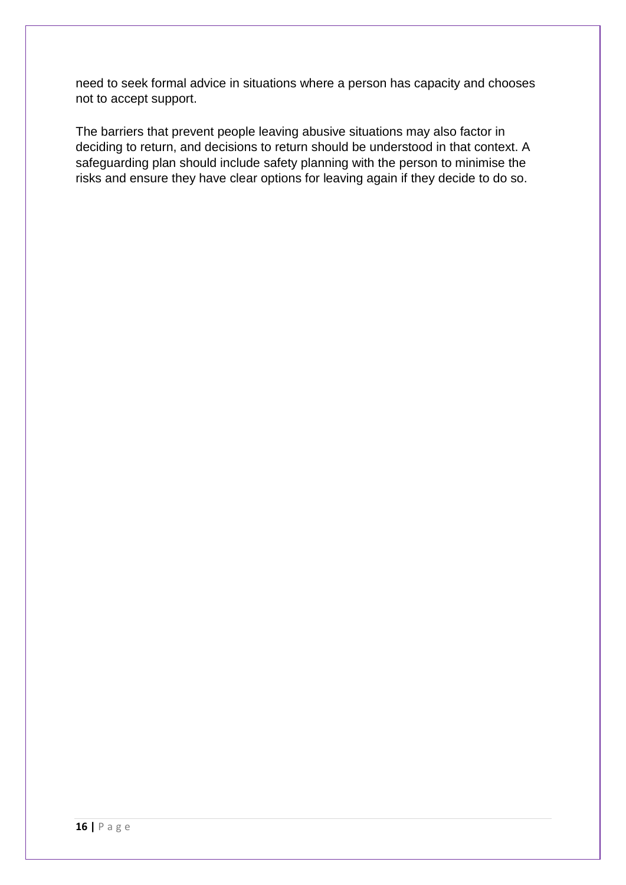need to seek formal advice in situations where a person has capacity and chooses not to accept support.

The barriers that prevent people leaving abusive situations may also factor in deciding to return, and decisions to return should be understood in that context. A safeguarding plan should include safety planning with the person to minimise the risks and ensure they have clear options for leaving again if they decide to do so.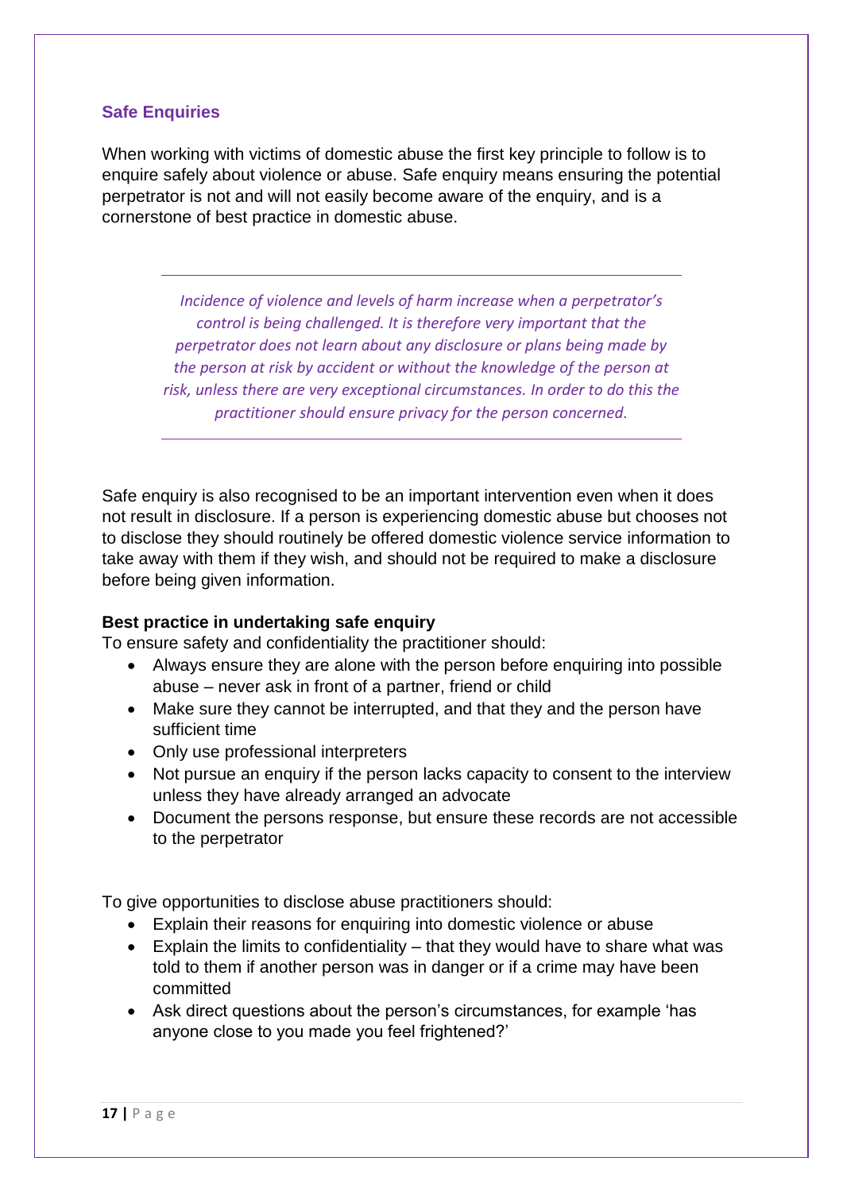## Safe Enquiries

When working with victims of domestic abuse the first key principle to follow is to enquire safely about violence or abuse. Safe enquiry means ensuring the potential perpetrator is not and will not easily become aware of the enquiry, and is a cornerstone of best practice in domestic abuse.

---

*Incidence of violence and levels of harm increase when a perpetrator's control is being challenged. It is therefore very important that the perpetrator does not learn about any disclosure or plans being made by the person at risk by accident or without the knowledge of the person at risk, unless there are very exceptional circumstances. In order to do this the practitioner should ensure privacy for the person concerned.*

---

Safe enquiry is also recognised to be an important intervention even when it does not result in disclosure. If a person is experiencing domestic abuse but chooses not to disclose they should routinely be offered domestic violence service information to take away with them if they wish, and should not be required to make a disclosure before being given information.

**Best practice in undertaking safe enquiry**

To ensure safety and confidentiality the practitioner should:

- Always ensure they are alone with the person before enquiring into possible abuse – never ask in front of a partner, friend or child
- Make sure they cannot be interrupted, and that they and the person have sufficient time
- Only use professional interpreters
- Not pursue an enquiry if the person lacks capacity to consent to the interview unless they have already arranged an advocate
- Document the persons response, but ensure these records are not accessible to the perpetrator

To give opportunities to disclose abuse practitioners should:

- Explain their reasons for enquiring into domestic violence or abuse
- Explain the limits to confidentiality – that they would have to share what was told to them if another person was in danger or if a crime may have been committed
- Ask direct questions about the person's circumstances, for example 'has anyone close to you made you feel frightened?'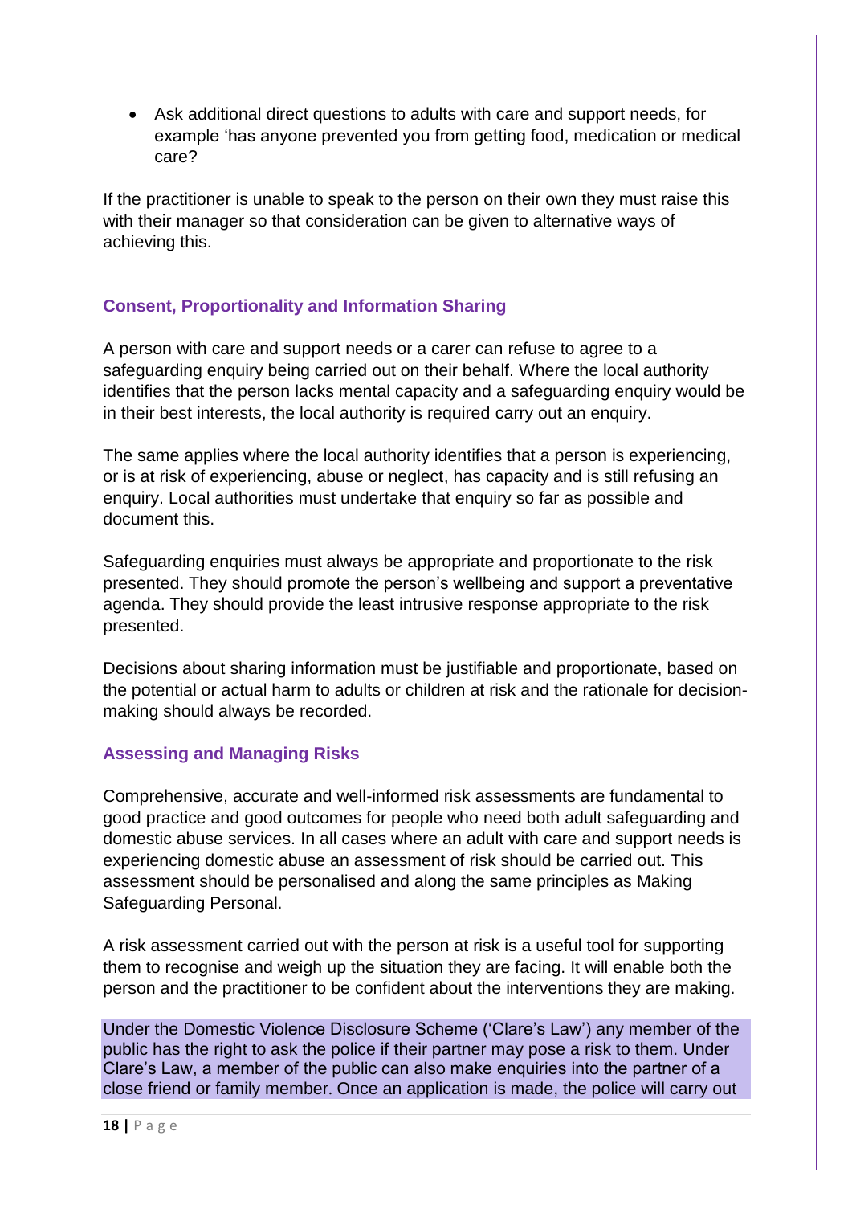- Ask additional direct questions to adults with care and support needs, for example 'has anyone prevented you from getting food, medication or medical care?

If the practitioner is unable to speak to the person on their own they must raise this with their manager so that consideration can be given to alternative ways of achieving this.

### Consent, Proportionality and Information Sharing

A person with care and support needs or a carer can refuse to agree to a safeguarding enquiry being carried out on their behalf. Where the local authority identifies that the person lacks mental capacity and a safeguarding enquiry would be in their best interests, the local authority is required carry out an enquiry.

The same applies where the local authority identifies that a person is experiencing, or is at risk of experiencing, abuse or neglect, has capacity and is still refusing an enquiry. Local authorities must undertake that enquiry so far as possible and document this.

Safeguarding enquiries must always be appropriate and proportionate to the risk presented. They should promote the person's wellbeing and support a preventative agenda. They should provide the least intrusive response appropriate to the risk presented.

Decisions about sharing information must be justifiable and proportionate, based on the potential or actual harm to adults or children at risk and the rationale for decision-making should always be recorded.

### Assessing and Managing Risks

Comprehensive, accurate and well-informed risk assessments are fundamental to good practice and good outcomes for people who need both adult safeguarding and domestic abuse services. In all cases where an adult with care and support needs is experiencing domestic abuse an assessment of risk should be carried out. This assessment should be personalised and along the same principles as Making Safeguarding Personal.

A risk assessment carried out with the person at risk is a useful tool for supporting them to recognise and weigh up the situation they are facing. It will enable both the person and the practitioner to be confident about the interventions they are making.

Under the Domestic Violence Disclosure Scheme ('Clare's Law') any member of the public has the right to ask the police if their partner may pose a risk to them. Under Clare's Law, a member of the public can also make enquiries into the partner of a close friend or family member. Once an application is made, the police will carry out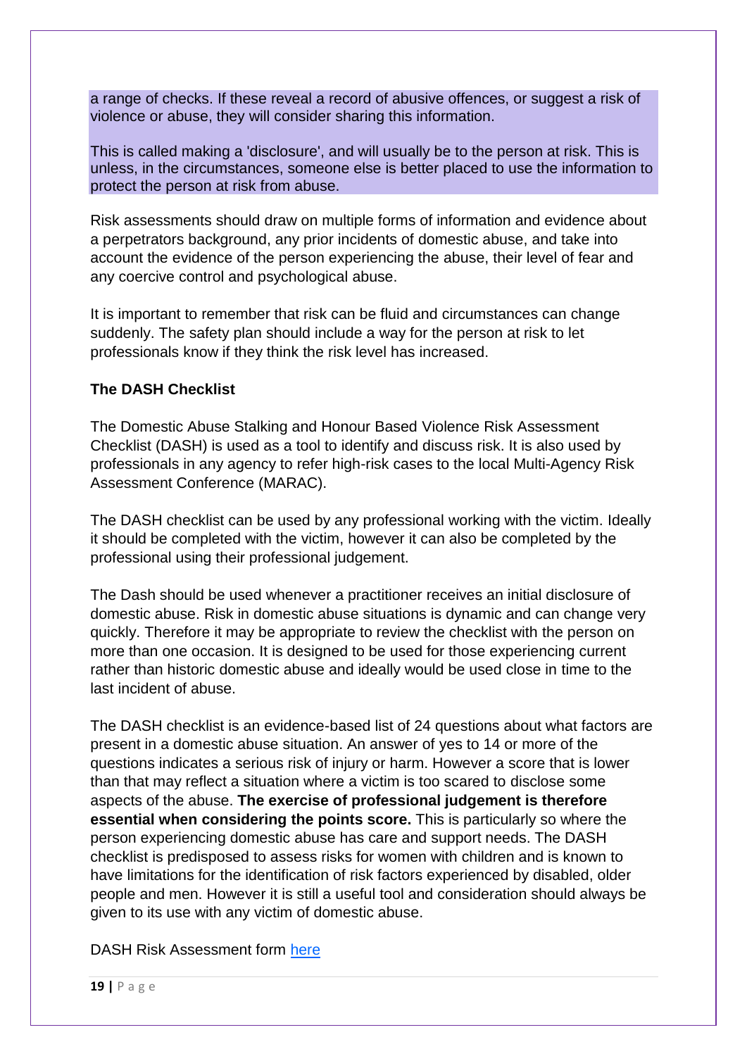a range of checks. If these reveal a record of abusive offences, or suggest a risk of violence or abuse, they will consider sharing this information.

This is called making a 'disclosure', and will usually be to the person at risk. This is unless, in the circumstances, someone else is better placed to use the information to protect the person at risk from abuse.

Risk assessments should draw on multiple forms of information and evidence about a perpetrators background, any prior incidents of domestic abuse, and take into account the evidence of the person experiencing the abuse, their level of fear and any coercive control and psychological abuse.

It is important to remember that risk can be fluid and circumstances can change suddenly. The safety plan should include a way for the person at risk to let professionals know if they think the risk level has increased.

**The DASH Checklist**

The Domestic Abuse Stalking and Honour Based Violence Risk Assessment Checklist (DASH) is used as a tool to identify and discuss risk. It is also used by professionals in any agency to refer high-risk cases to the local Multi-Agency Risk Assessment Conference (MARAC).

The DASH checklist can be used by any professional working with the victim. Ideally it should be completed with the victim, however it can also be completed by the professional using their professional judgement.

The Dash should be used whenever a practitioner receives an initial disclosure of domestic abuse. Risk in domestic abuse situations is dynamic and can change very quickly. Therefore it may be appropriate to review the checklist with the person on more than one occasion. It is designed to be used for those experiencing current rather than historic domestic abuse and ideally would be used close in time to the last incident of abuse.

The DASH checklist is an evidence-based list of 24 questions about what factors are present in a domestic abuse situation. An answer of yes to 14 or more of the questions indicates a serious risk of injury or harm. However a score that is lower than that may reflect a situation where a victim is too scared to disclose some aspects of the abuse. **The exercise of professional judgement is therefore essential when considering the points score.** This is particularly so where the person experiencing domestic abuse has care and support needs. The DASH checklist is predisposed to assess risks for women with children and is known to have limitations for the identification of risk factors experienced by disabled, older people and men. However it is still a useful tool and consideration should always be given to its use with any victim of domestic abuse.

DASH Risk Assessment form here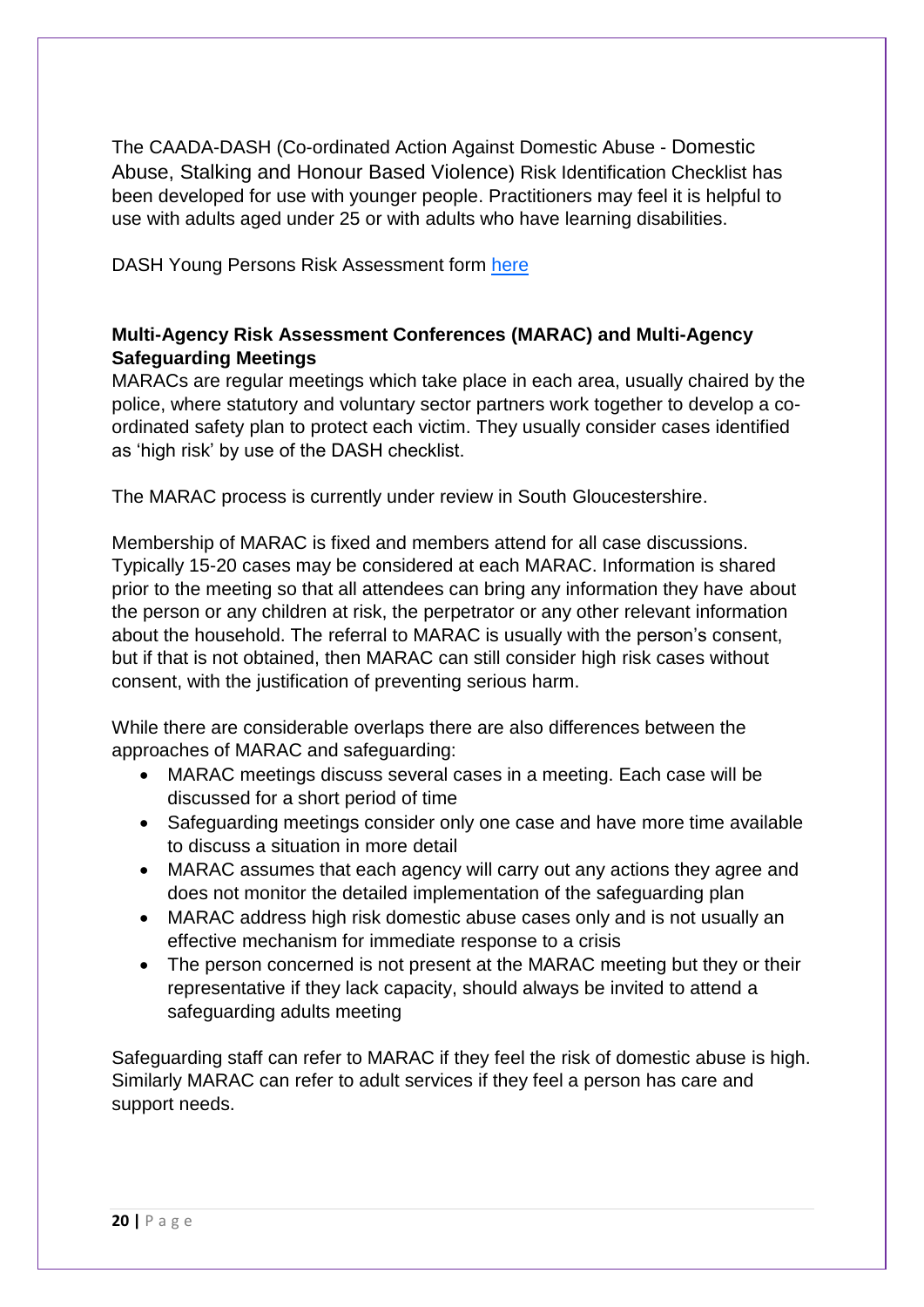The CAADA-DASH (Co-ordinated Action Against Domestic Abuse - Domestic Abuse, Stalking and Honour Based Violence) Risk Identification Checklist has been developed for use with younger people. Practitioners may feel it is helpful to use with adults aged under 25 or with adults who have learning disabilities.

DASH Young Persons Risk Assessment form here

**Multi-Agency Risk Assessment Conferences (MARAC) and Multi-Agency Safeguarding Meetings**

MARACs are regular meetings which take place in each area, usually chaired by the police, where statutory and voluntary sector partners work together to develop a co-ordinated safety plan to protect each victim. They usually consider cases identified as 'high risk' by use of the DASH checklist.

The MARAC process is currently under review in South Gloucestershire.

Membership of MARAC is fixed and members attend for all case discussions. Typically 15-20 cases may be considered at each MARAC. Information is shared prior to the meeting so that all attendees can bring any information they have about the person or any children at risk, the perpetrator or any other relevant information about the household. The referral to MARAC is usually with the person's consent, but if that is not obtained, then MARAC can still consider high risk cases without consent, with the justification of preventing serious harm.

While there are considerable overlaps there are also differences between the approaches of MARAC and safeguarding:

- MARAC meetings discuss several cases in a meeting. Each case will be discussed for a short period of time
- Safeguarding meetings consider only one case and have more time available to discuss a situation in more detail
- MARAC assumes that each agency will carry out any actions they agree and does not monitor the detailed implementation of the safeguarding plan
- MARAC address high risk domestic abuse cases only and is not usually an effective mechanism for immediate response to a crisis
- The person concerned is not present at the MARAC meeting but they or their representative if they lack capacity, should always be invited to attend a safeguarding adults meeting

Safeguarding staff can refer to MARAC if they feel the risk of domestic abuse is high. Similarly MARAC can refer to adult services if they feel a person has care and support needs.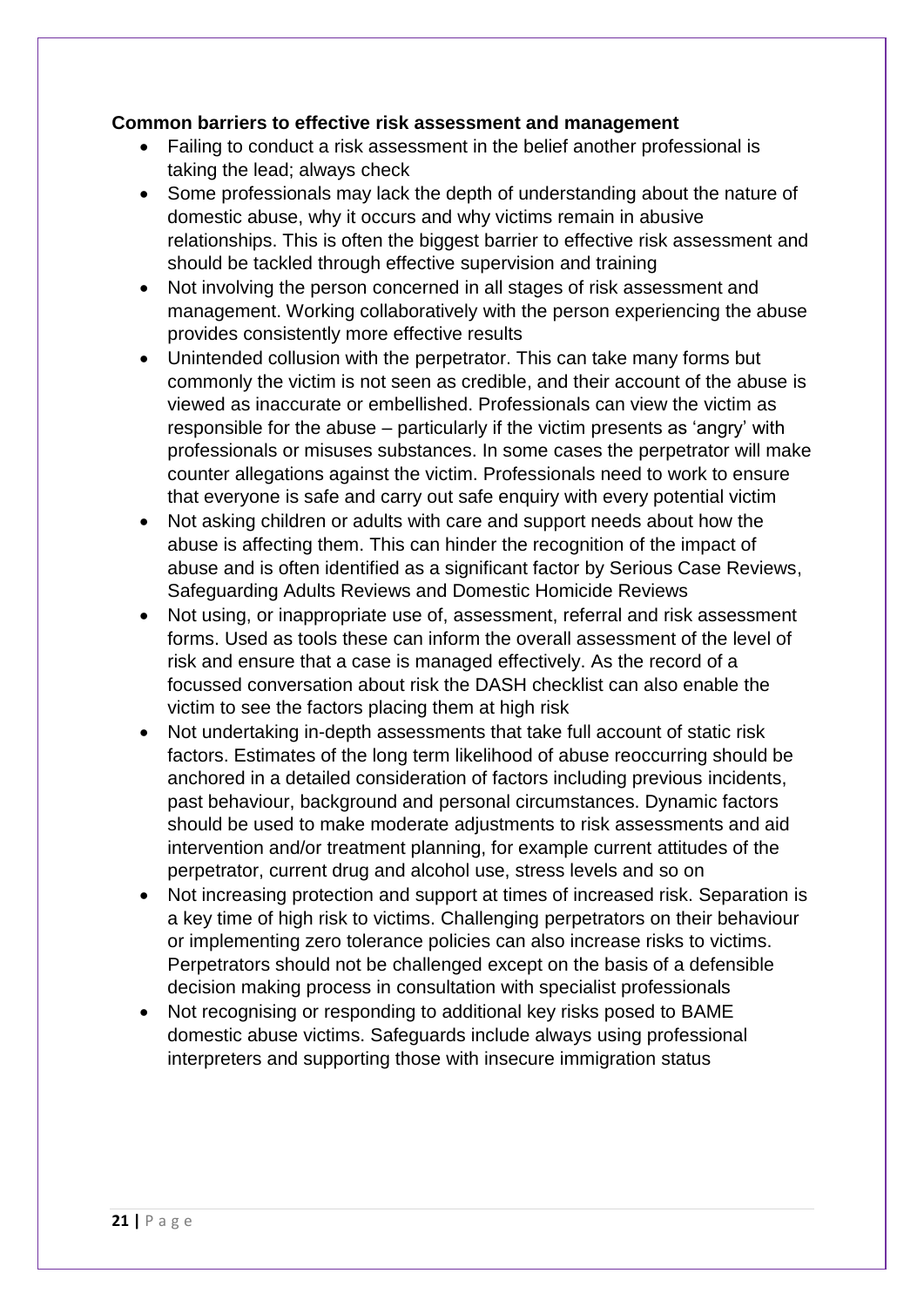**Common barriers to effective risk assessment and management**

- Failing to conduct a risk assessment in the belief another professional is taking the lead; always check
- Some professionals may lack the depth of understanding about the nature of domestic abuse, why it occurs and why victims remain in abusive relationships. This is often the biggest barrier to effective risk assessment and should be tackled through effective supervision and training
- Not involving the person concerned in all stages of risk assessment and management. Working collaboratively with the person experiencing the abuse provides consistently more effective results
- Unintended collusion with the perpetrator. This can take many forms but commonly the victim is not seen as credible, and their account of the abuse is viewed as inaccurate or embellished. Professionals can view the victim as responsible for the abuse – particularly if the victim presents as 'angry' with professionals or misuses substances. In some cases the perpetrator will make counter allegations against the victim. Professionals need to work to ensure that everyone is safe and carry out safe enquiry with every potential victim
- Not asking children or adults with care and support needs about how the abuse is affecting them. This can hinder the recognition of the impact of abuse and is often identified as a significant factor by Serious Case Reviews, Safeguarding Adults Reviews and Domestic Homicide Reviews
- Not using, or inappropriate use of, assessment, referral and risk assessment forms. Used as tools these can inform the overall assessment of the level of risk and ensure that a case is managed effectively. As the record of a focussed conversation about risk the DASH checklist can also enable the victim to see the factors placing them at high risk
- Not undertaking in-depth assessments that take full account of static risk factors. Estimates of the long term likelihood of abuse reoccurring should be anchored in a detailed consideration of factors including previous incidents, past behaviour, background and personal circumstances. Dynamic factors should be used to make moderate adjustments to risk assessments and aid intervention and/or treatment planning, for example current attitudes of the perpetrator, current drug and alcohol use, stress levels and so on
- Not increasing protection and support at times of increased risk. Separation is a key time of high risk to victims. Challenging perpetrators on their behaviour or implementing zero tolerance policies can also increase risks to victims. Perpetrators should not be challenged except on the basis of a defensible decision making process in consultation with specialist professionals
- Not recognising or responding to additional key risks posed to BAME domestic abuse victims. Safeguards include always using professional interpreters and supporting those with insecure immigration status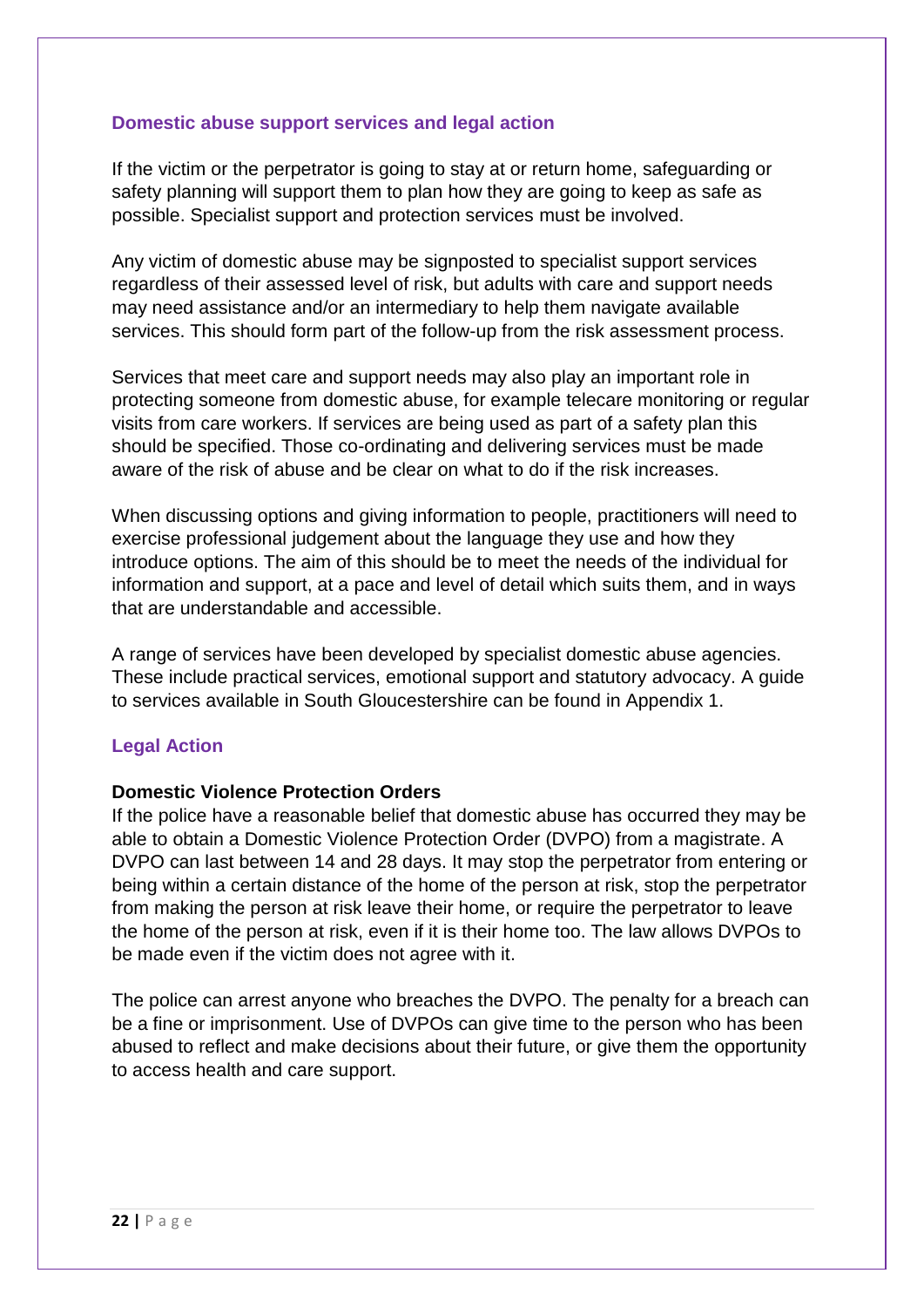## Domestic abuse support services and legal action

If the victim or the perpetrator is going to stay at or return home, safeguarding or safety planning will support them to plan how they are going to keep as safe as possible. Specialist support and protection services must be involved.

Any victim of domestic abuse may be signposted to specialist support services regardless of their assessed level of risk, but adults with care and support needs may need assistance and/or an intermediary to help them navigate available services. This should form part of the follow-up from the risk assessment process.

Services that meet care and support needs may also play an important role in protecting someone from domestic abuse, for example telecare monitoring or regular visits from care workers. If services are being used as part of a safety plan this should be specified. Those co-ordinating and delivering services must be made aware of the risk of abuse and be clear on what to do if the risk increases.

When discussing options and giving information to people, practitioners will need to exercise professional judgement about the language they use and how they introduce options. The aim of this should be to meet the needs of the individual for information and support, at a pace and level of detail which suits them, and in ways that are understandable and accessible.

A range of services have been developed by specialist domestic abuse agencies. These include practical services, emotional support and statutory advocacy. A guide to services available in South Gloucestershire can be found in Appendix 1.

## Legal Action

### Domestic Violence Protection Orders

If the police have a reasonable belief that domestic abuse has occurred they may be able to obtain a Domestic Violence Protection Order (DVPO) from a magistrate. A DVPO can last between 14 and 28 days. It may stop the perpetrator from entering or being within a certain distance of the home of the person at risk, stop the perpetrator from making the person at risk leave their home, or require the perpetrator to leave the home of the person at risk, even if it is their home too. The law allows DVPOs to be made even if the victim does not agree with it.

The police can arrest anyone who breaches the DVPO. The penalty for a breach can be a fine or imprisonment. Use of DVPOs can give time to the person who has been abused to reflect and make decisions about their future, or give them the opportunity to access health and care support.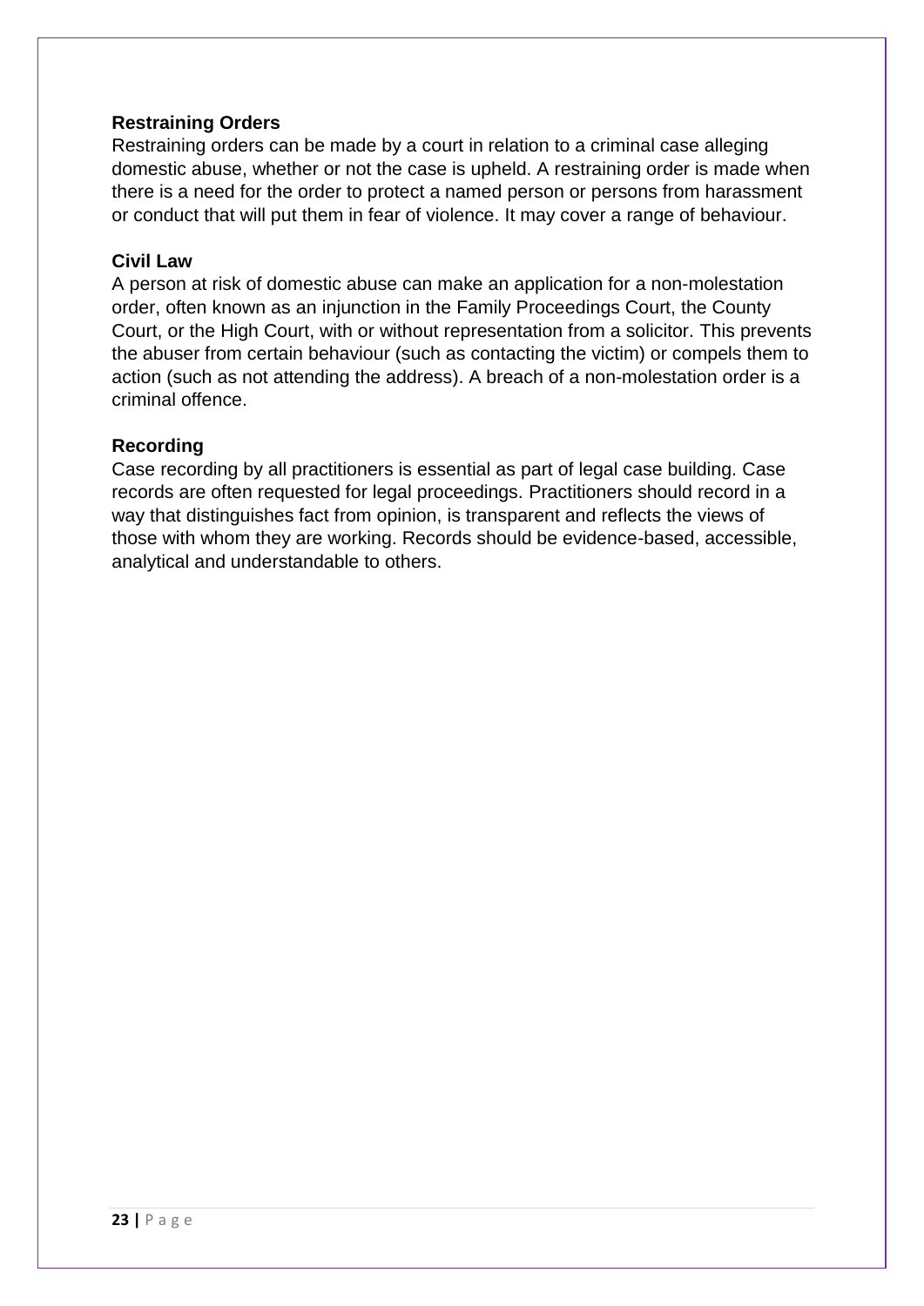### Restraining Orders

Restraining orders can be made by a court in relation to a criminal case alleging domestic abuse, whether or not the case is upheld. A restraining order is made when there is a need for the order to protect a named person or persons from harassment or conduct that will put them in fear of violence. It may cover a range of behaviour.

### Civil Law

A person at risk of domestic abuse can make an application for a non-molestation order, often known as an injunction in the Family Proceedings Court, the County Court, or the High Court, with or without representation from a solicitor. This prevents the abuser from certain behaviour (such as contacting the victim) or compels them to action (such as not attending the address). A breach of a non-molestation order is a criminal offence.

### Recording

Case recording by all practitioners is essential as part of legal case building. Case records are often requested for legal proceedings. Practitioners should record in a way that distinguishes fact from opinion, is transparent and reflects the views of those with whom they are working. Records should be evidence-based, accessible, analytical and understandable to others.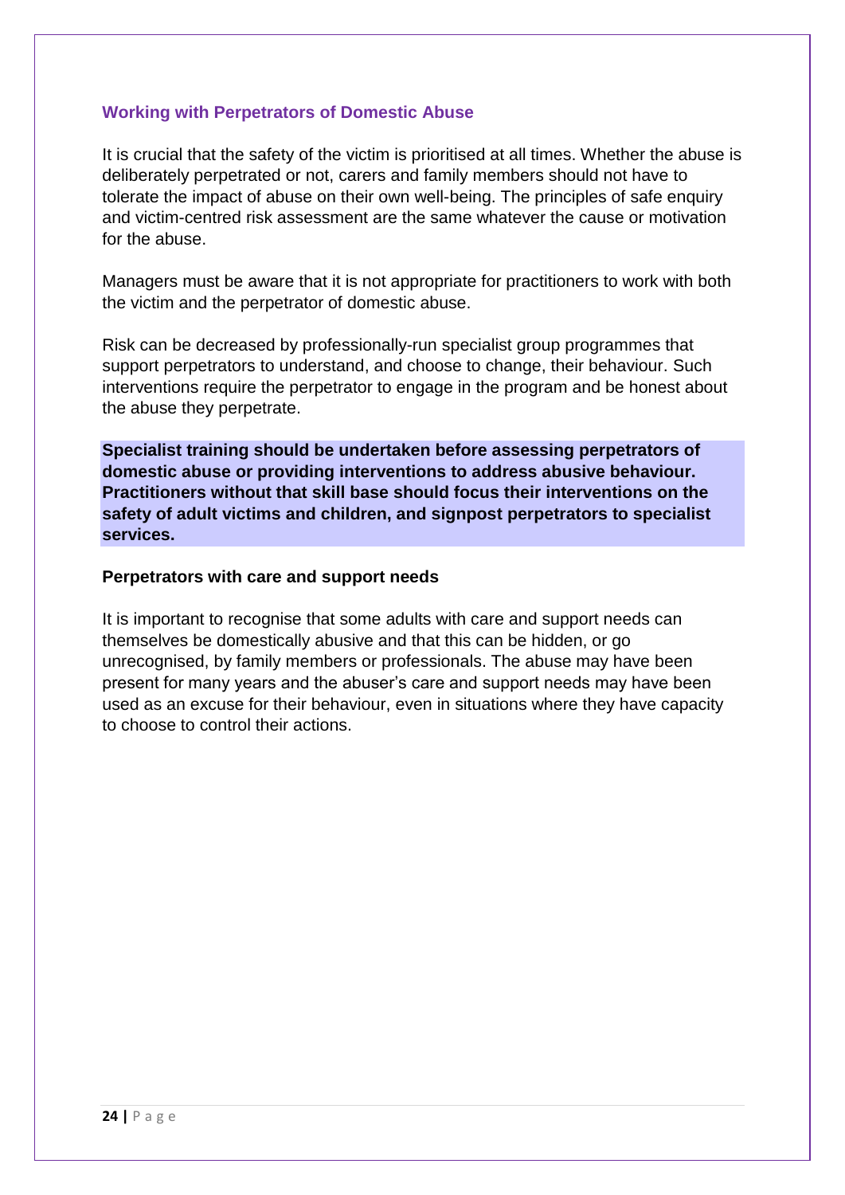## Working with Perpetrators of Domestic Abuse

It is crucial that the safety of the victim is prioritised at all times. Whether the abuse is deliberately perpetrated or not, carers and family members should not have to tolerate the impact of abuse on their own well-being. The principles of safe enquiry and victim-centred risk assessment are the same whatever the cause or motivation for the abuse.

Managers must be aware that it is not appropriate for practitioners to work with both the victim and the perpetrator of domestic abuse.

Risk can be decreased by professionally-run specialist group programmes that support perpetrators to understand, and choose to change, their behaviour. Such interventions require the perpetrator to engage in the program and be honest about the abuse they perpetrate.

**Specialist training should be undertaken before assessing perpetrators of domestic abuse or providing interventions to address abusive behaviour. Practitioners without that skill base should focus their interventions on the safety of adult victims and children, and signpost perpetrators to specialist services.**

### Perpetrators with care and support needs

It is important to recognise that some adults with care and support needs can themselves be domestically abusive and that this can be hidden, or go unrecognised, by family members or professionals. The abuse may have been present for many years and the abuser's care and support needs may have been used as an excuse for their behaviour, even in situations where they have capacity to choose to control their actions.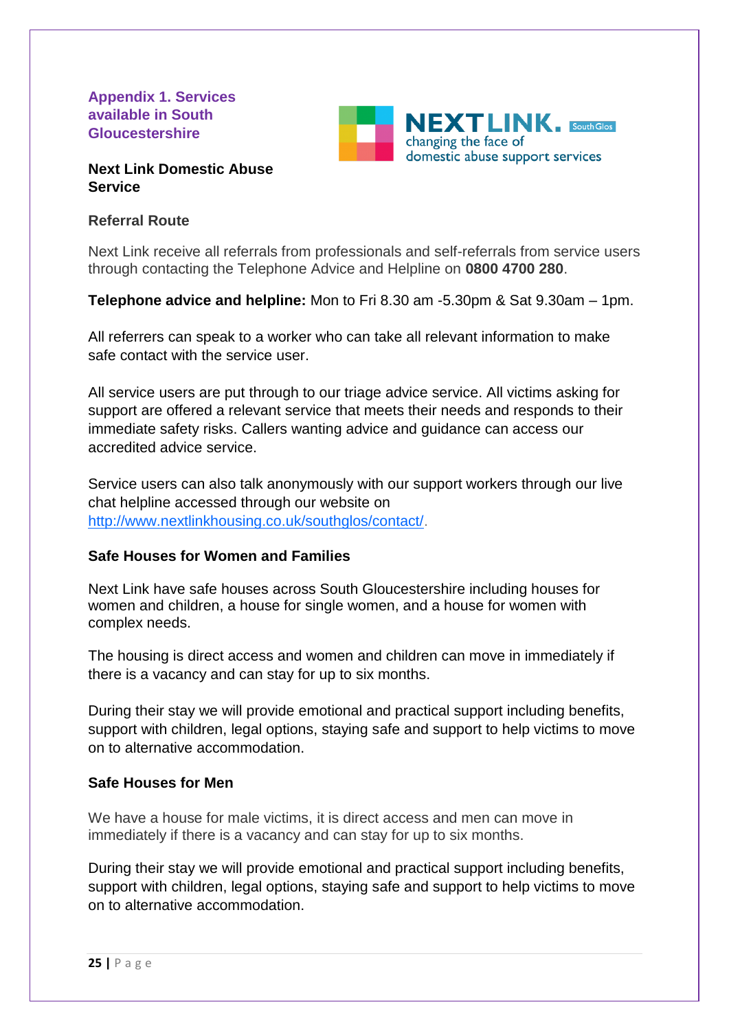## Appendix 1. Services available in South Gloucestershire

### Next Link Domestic Abuse Service

#### Referral Route

Next Link receive all referrals from professionals and self-referrals from service users through contacting the Telephone Advice and Helpline on **0800 4700 280**.

**Telephone advice and helpline:** Mon to Fri 8.30 am -5.30pm & Sat 9.30am – 1pm.

All referrers can speak to a worker who can take all relevant information to make safe contact with the service user.

All service users are put through to our triage advice service. All victims asking for support are offered a relevant service that meets their needs and responds to their immediate safety risks. Callers wanting advice and guidance can access our accredited advice service.

Service users can also talk anonymously with our support workers through our live chat helpline accessed through our website on http://www.nextlinkhousing.co.uk/southglos/contact/.

#### Safe Houses for Women and Families

Next Link have safe houses across South Gloucestershire including houses for women and children, a house for single women, and a house for women with complex needs.

The housing is direct access and women and children can move in immediately if there is a vacancy and can stay for up to six months.

During their stay we will provide emotional and practical support including benefits, support with children, legal options, staying safe and support to help victims to move on to alternative accommodation.

#### Safe Houses for Men

We have a house for male victims, it is direct access and men can move in immediately if there is a vacancy and can stay for up to six months.

During their stay we will provide emotional and practical support including benefits, support with children, legal options, staying safe and support to help victims to move on to alternative accommodation.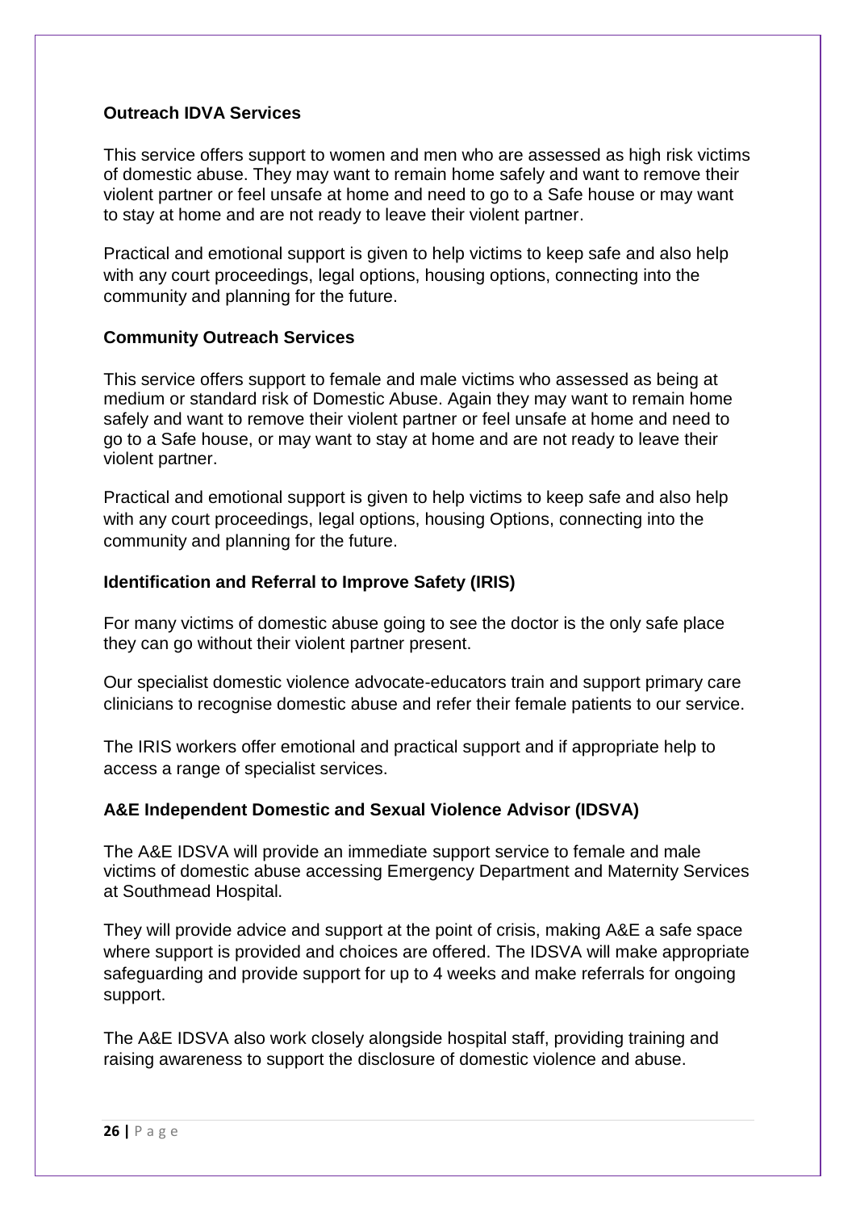### Outreach IDVA Services

This service offers support to women and men who are assessed as high risk victims of domestic abuse. They may want to remain home safely and want to remove their violent partner or feel unsafe at home and need to go to a Safe house or may want to stay at home and are not ready to leave their violent partner.

Practical and emotional support is given to help victims to keep safe and also help with any court proceedings, legal options, housing options, connecting into the community and planning for the future.

### Community Outreach Services

This service offers support to female and male victims who assessed as being at medium or standard risk of Domestic Abuse. Again they may want to remain home safely and want to remove their violent partner or feel unsafe at home and need to go to a Safe house, or may want to stay at home and are not ready to leave their violent partner.

Practical and emotional support is given to help victims to keep safe and also help with any court proceedings, legal options, housing Options, connecting into the community and planning for the future.

### Identification and Referral to Improve Safety (IRIS)

For many victims of domestic abuse going to see the doctor is the only safe place they can go without their violent partner present.

Our specialist domestic violence advocate-educators train and support primary care clinicians to recognise domestic abuse and refer their female patients to our service.

The IRIS workers offer emotional and practical support and if appropriate help to access a range of specialist services.

### A&E Independent Domestic and Sexual Violence Advisor (IDSVA)

The A&E IDSVA will provide an immediate support service to female and male victims of domestic abuse accessing Emergency Department and Maternity Services at Southmead Hospital.

They will provide advice and support at the point of crisis, making A&E a safe space where support is provided and choices are offered. The IDSVA will make appropriate safeguarding and provide support for up to 4 weeks and make referrals for ongoing support.

The A&E IDSVA also work closely alongside hospital staff, providing training and raising awareness to support the disclosure of domestic violence and abuse.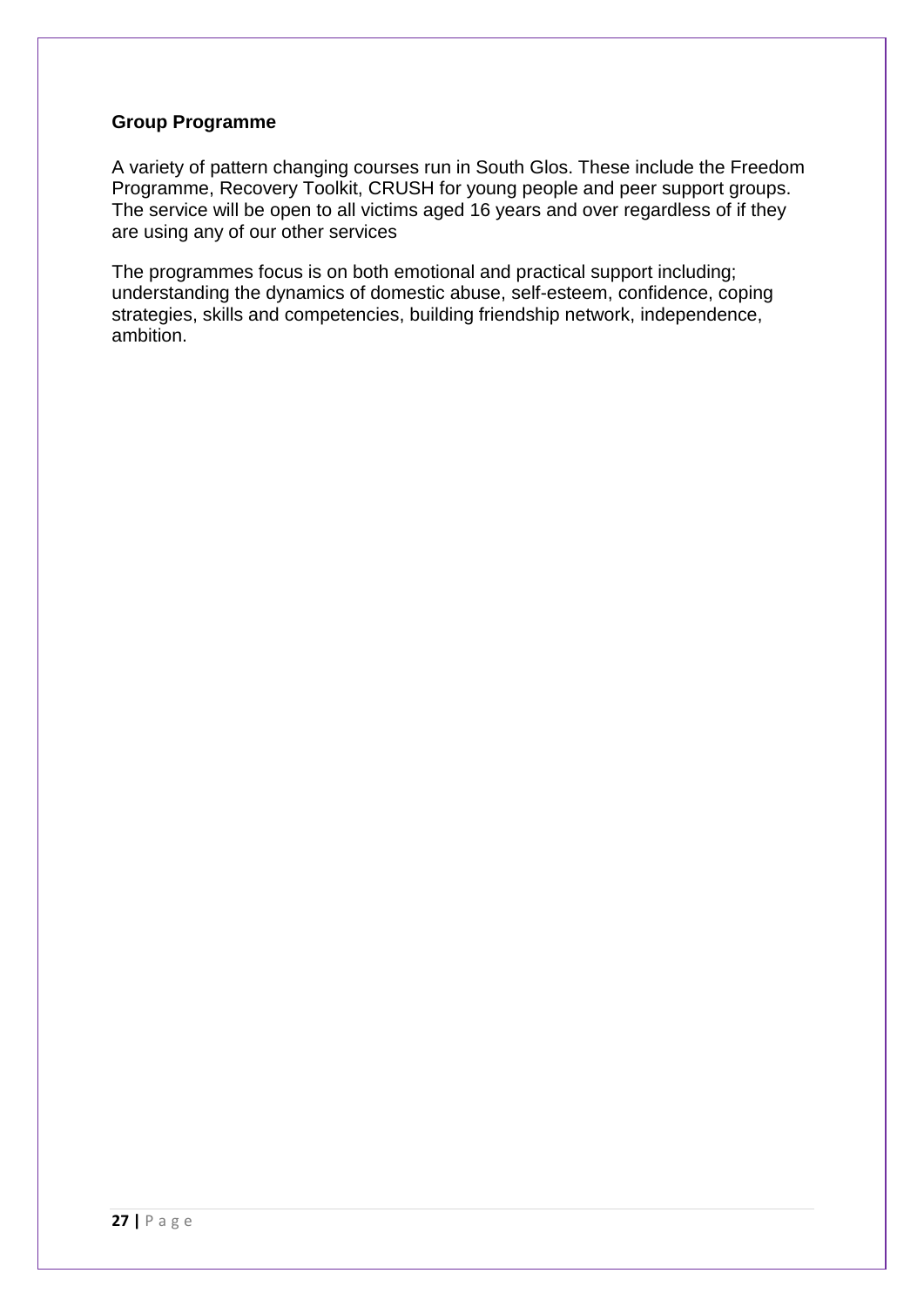**Group Programme**

A variety of pattern changing courses run in South Glos. These include the Freedom Programme, Recovery Toolkit, CRUSH for young people and peer support groups. The service will be open to all victims aged 16 years and over regardless of if they are using any of our other services

The programmes focus is on both emotional and practical support including; understanding the dynamics of domestic abuse, self-esteem, confidence, coping strategies, skills and competencies, building friendship network, independence, ambition.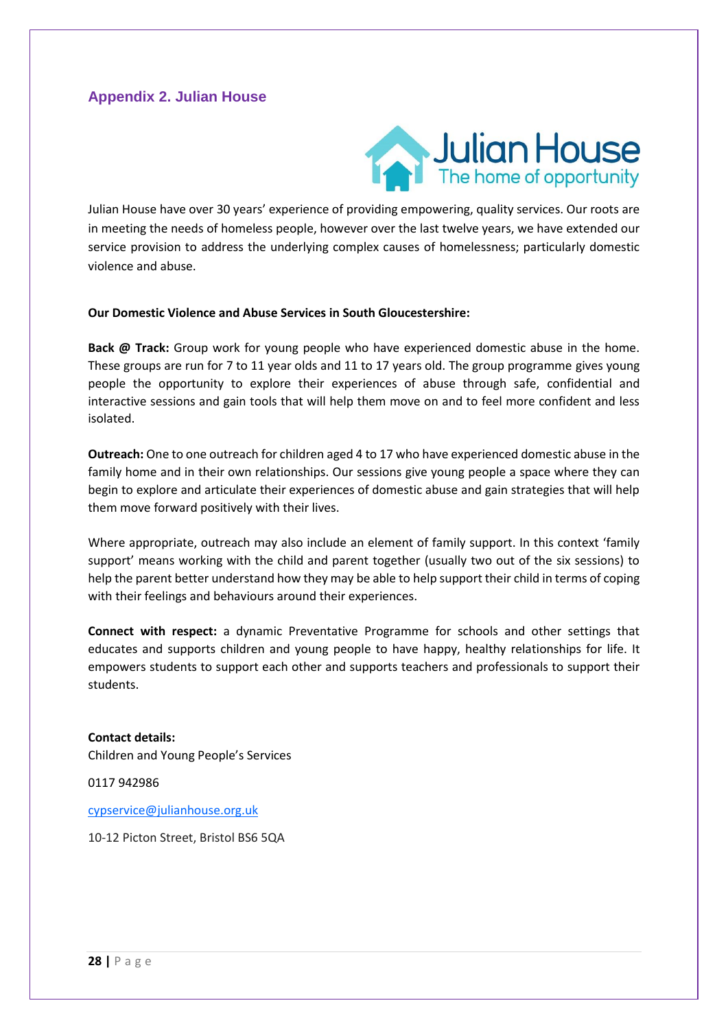## Appendix 2. Julian House

Julian House have over 30 years' experience of providing empowering, quality services. Our roots are in meeting the needs of homeless people, however over the last twelve years, we have extended our service provision to address the underlying complex causes of homelessness; particularly domestic violence and abuse.

**Our Domestic Violence and Abuse Services in South Gloucestershire:**

**Back @ Track:** Group work for young people who have experienced domestic abuse in the home. These groups are run for 7 to 11 year olds and 11 to 17 years old. The group programme gives young people the opportunity to explore their experiences of abuse through safe, confidential and interactive sessions and gain tools that will help them move on and to feel more confident and less isolated.

**Outreach:** One to one outreach for children aged 4 to 17 who have experienced domestic abuse in the family home and in their own relationships. Our sessions give young people a space where they can begin to explore and articulate their experiences of domestic abuse and gain strategies that will help them move forward positively with their lives.

Where appropriate, outreach may also include an element of family support. In this context 'family support' means working with the child and parent together (usually two out of the six sessions) to help the parent better understand how they may be able to help support their child in terms of coping with their feelings and behaviours around their experiences.

**Connect with respect:** a dynamic Preventative Programme for schools and other settings that educates and supports children and young people to have happy, healthy relationships for life. It empowers students to support each other and supports teachers and professionals to support their students.

**Contact details:**
Children and Young People's Services

0117 942986

cypservice@julianhouse.org.uk

10-12 Picton Street, Bristol BS6 5QA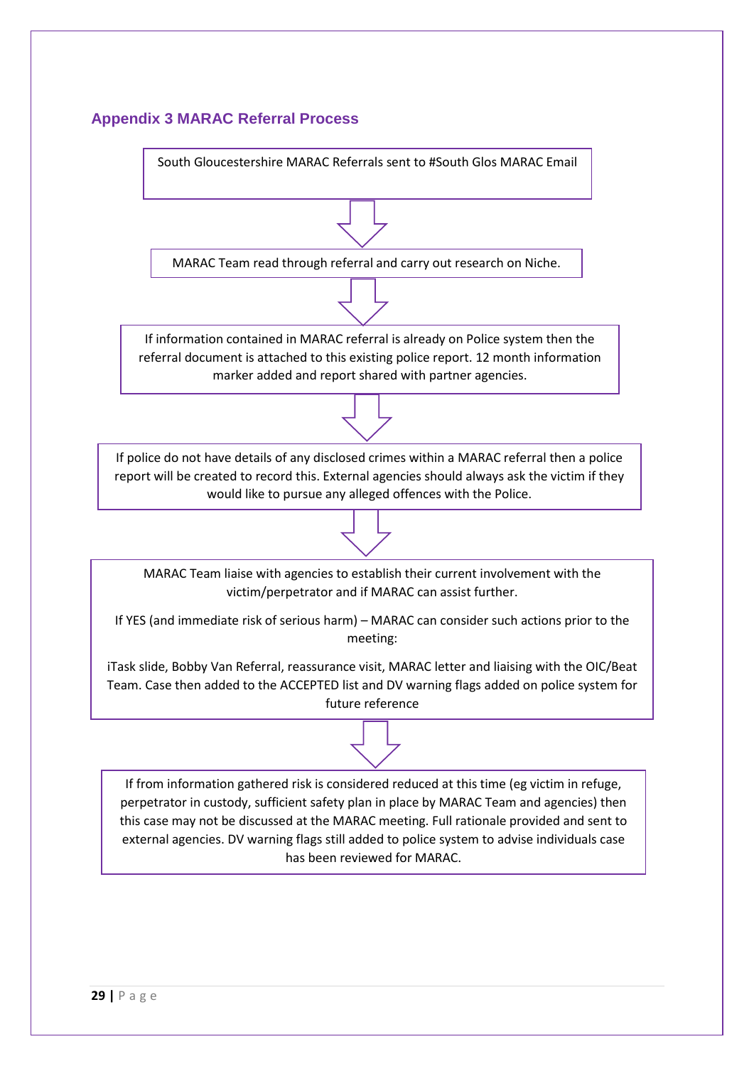## Appendix 3 MARAC Referral Process

South Gloucestershire MARAC Referrals sent to #South Glos MARAC Email

↓

MARAC Team read through referral and carry out research on Niche.

↓

If information contained in MARAC referral is already on Police system then the referral document is attached to this existing police report. 12 month information marker added and report shared with partner agencies.

↓

If police do not have details of any disclosed crimes within a MARAC referral then a police report will be created to record this. External agencies should always ask the victim if they would like to pursue any alleged offences with the Police.

↓

MARAC Team liaise with agencies to establish their current involvement with the victim/perpetrator and if MARAC can assist further.

If YES (and immediate risk of serious harm) – MARAC can consider such actions prior to the meeting:

iTask slide, Bobby Van Referral, reassurance visit, MARAC letter and liaising with the OIC/Beat Team. Case then added to the ACCEPTED list and DV warning flags added on police system for future reference

↓

If from information gathered risk is considered reduced at this time (eg victim in refuge, perpetrator in custody, sufficient safety plan in place by MARAC Team and agencies) then this case may not be discussed at the MARAC meeting. Full rationale provided and sent to external agencies. DV warning flags still added to police system to advise individuals case has been reviewed for MARAC.